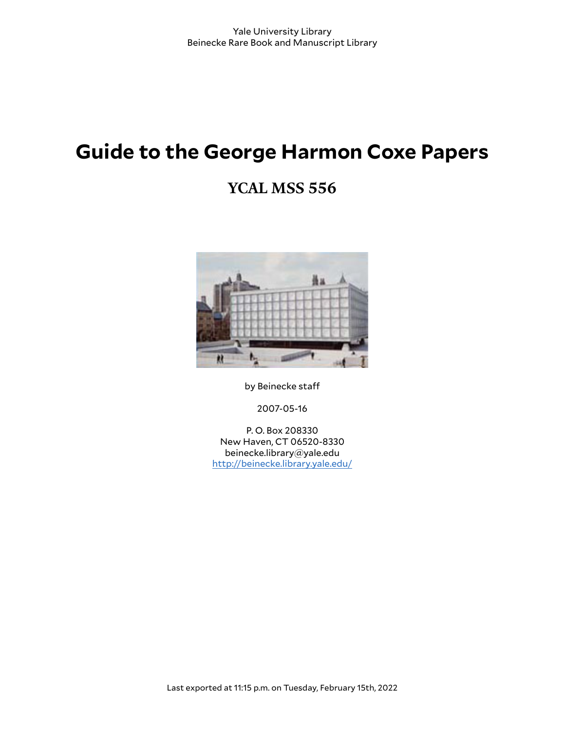Yale University Library
Beinecke Rare Book and Manuscript Library

# Guide to the George Harmon Coxe Papers

## YCAL MSS 556

by Beinecke staff

2007-05-16

P. O. Box 208330
New Haven, CT 06520-8330
beinecke.library@yale.edu
[http://beinecke.library.yale.edu/](http://beinecke.library.yale.edu/)

Last exported at 11:15 p.m. on Tuesday, February 15th, 2022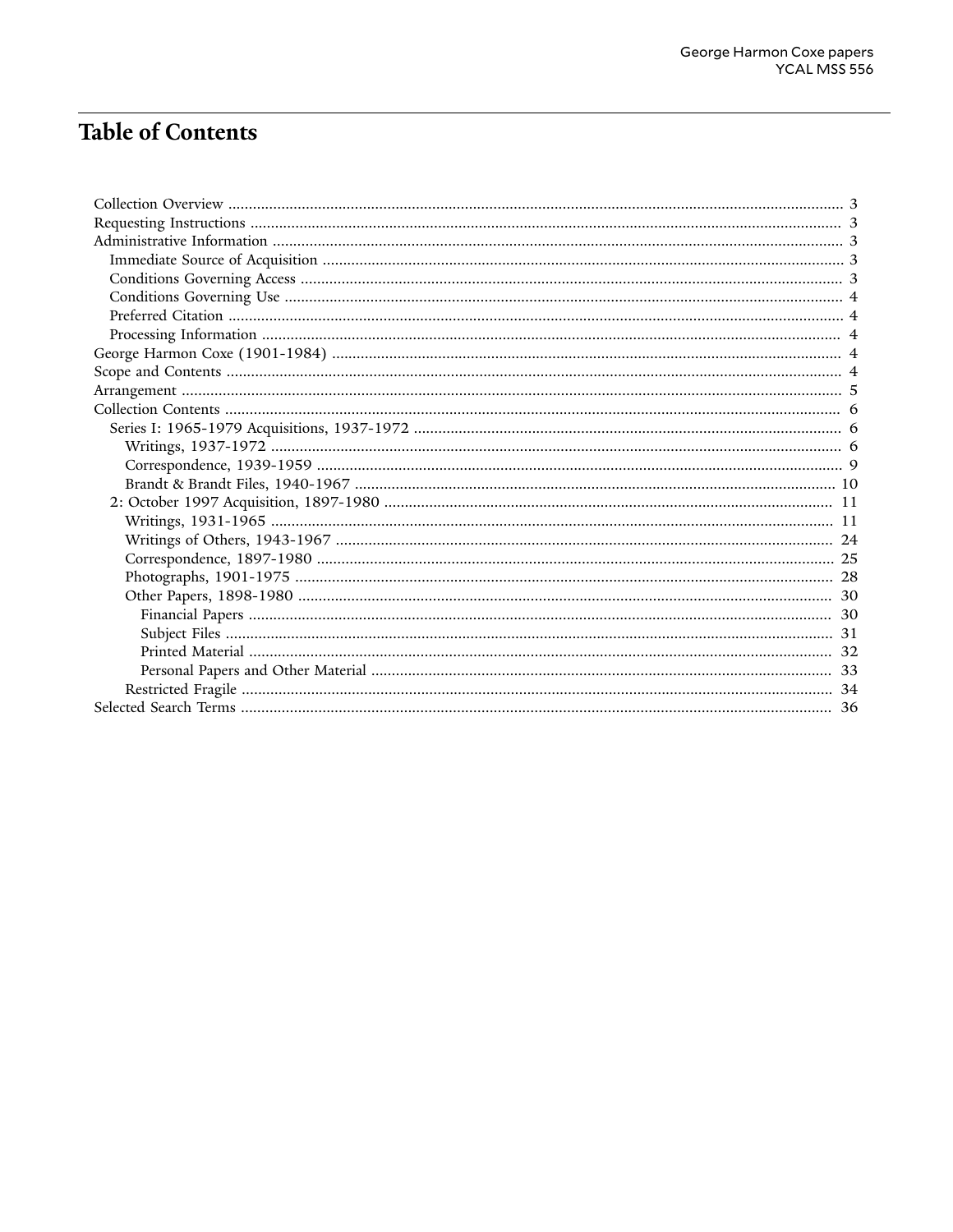# Table of Contents

- Collection Overview ... 3
- Requesting Instructions ... 3
- Administrative Information ... 3
  - Immediate Source of Acquisition ... 3
  - Conditions Governing Access ... 3
  - Conditions Governing Use ... 4
  - Preferred Citation ... 4
  - Processing Information ... 4
- George Harmon Coxe (1901-1984) ... 4
- Scope and Contents ... 4
- Arrangement ... 5
- Collection Contents ... 6
  - Series I: 1965-1979 Acquisitions, 1937-1972 ... 6
    - Writings, 1937-1972 ... 6
    - Correspondence, 1939-1959 ... 9
    - Brandt & Brandt Files, 1940-1967 ... 10
  - 2: October 1997 Acquisition, 1897-1980 ... 11
    - Writings, 1931-1965 ... 11
    - Writings of Others, 1943-1967 ... 24
    - Correspondence, 1897-1980 ... 25
    - Photographs, 1901-1975 ... 28
    - Other Papers, 1898-1980 ... 30
      - Financial Papers ... 30
      - Subject Files ... 31
      - Printed Material ... 32
      - Personal Papers and Other Material ... 33
    - Restricted Fragile ... 34
- Selected Search Terms ... 36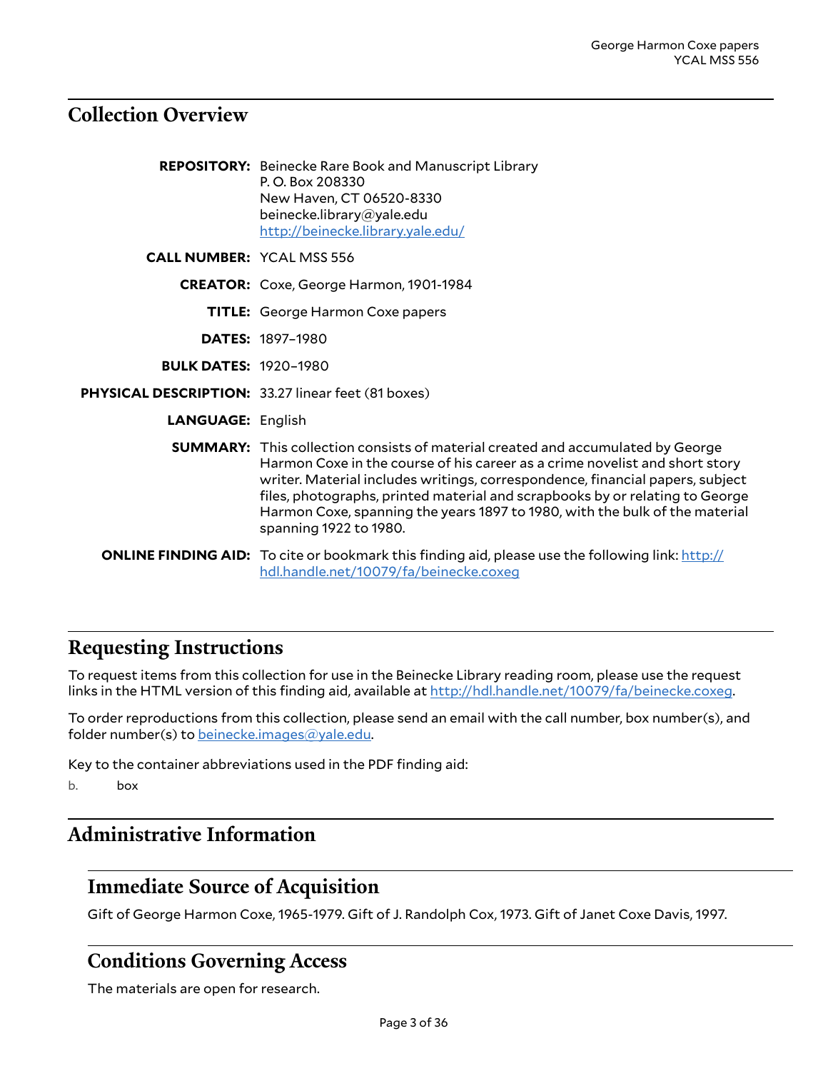## Collection Overview

**REPOSITORY:** Beinecke Rare Book and Manuscript Library
P. O. Box 208330
New Haven, CT 06520-8330
beinecke.library@yale.edu
http://beinecke.library.yale.edu/

**CALL NUMBER:** YCAL MSS 556

**CREATOR:** Coxe, George Harmon, 1901-1984

**TITLE:** George Harmon Coxe papers

**DATES:** 1897–1980

**BULK DATES:** 1920–1980

**PHYSICAL DESCRIPTION:** 33.27 linear feet (81 boxes)

**LANGUAGE:** English

**SUMMARY:** This collection consists of material created and accumulated by George Harmon Coxe in the course of his career as a crime novelist and short story writer. Material includes writings, correspondence, financial papers, subject files, photographs, printed material and scrapbooks by or relating to George Harmon Coxe, spanning the years 1897 to 1980, with the bulk of the material spanning 1922 to 1980.

**ONLINE FINDING AID:** To cite or bookmark this finding aid, please use the following link: http://hdl.handle.net/10079/fa/beinecke.coxeg

## Requesting Instructions

To request items from this collection for use in the Beinecke Library reading room, please use the request links in the HTML version of this finding aid, available at http://hdl.handle.net/10079/fa/beinecke.coxeg.

To order reproductions from this collection, please send an email with the call number, box number(s), and folder number(s) to beinecke.images@yale.edu.

Key to the container abbreviations used in the PDF finding aid:

b. box

## Administrative Information

### Immediate Source of Acquisition

Gift of George Harmon Coxe, 1965-1979. Gift of J. Randolph Cox, 1973. Gift of Janet Coxe Davis, 1997.

### Conditions Governing Access

The materials are open for research.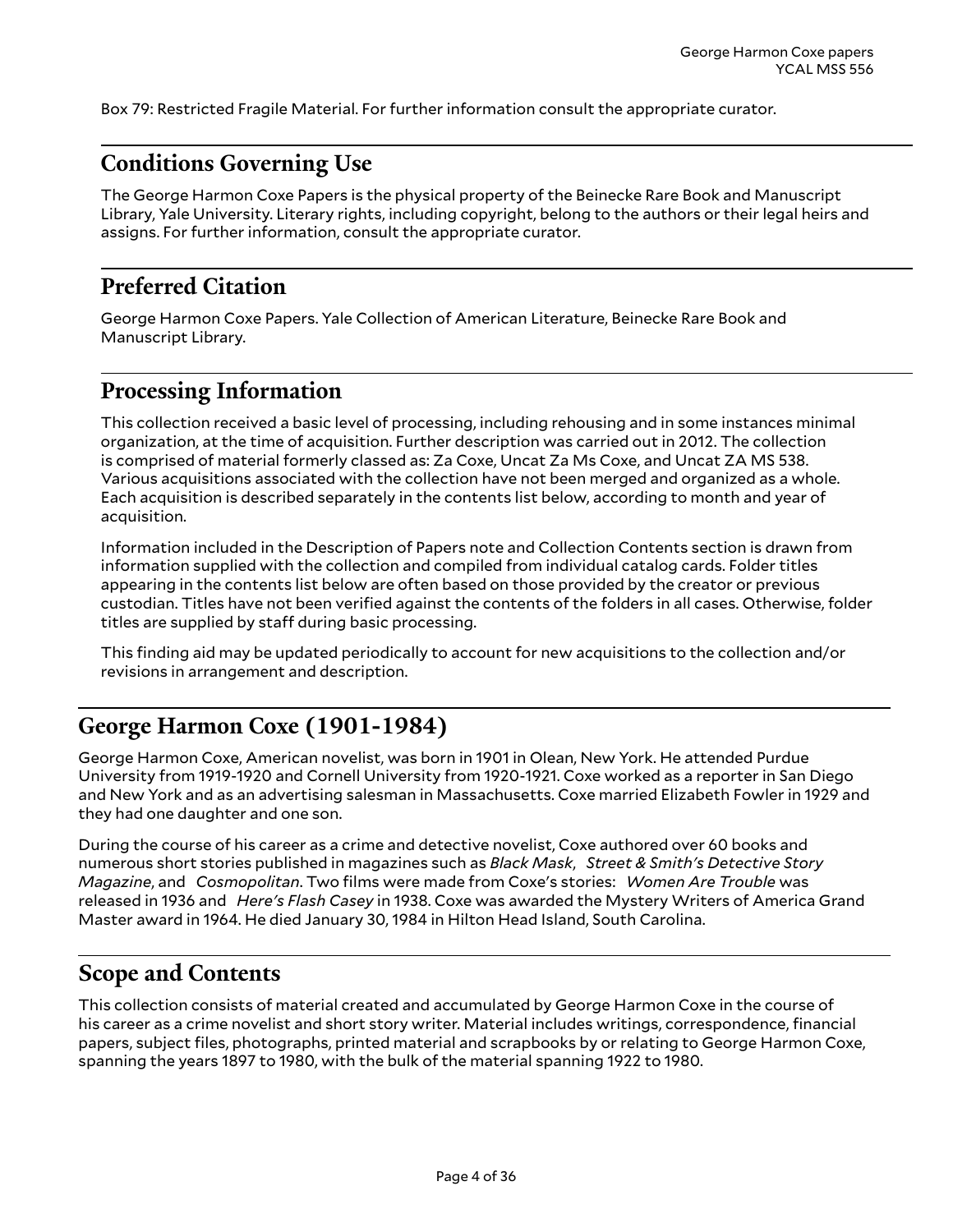Box 79: Restricted Fragile Material. For further information consult the appropriate curator.

## Conditions Governing Use

The George Harmon Coxe Papers is the physical property of the Beinecke Rare Book and Manuscript Library, Yale University. Literary rights, including copyright, belong to the authors or their legal heirs and assigns. For further information, consult the appropriate curator.

## Preferred Citation

George Harmon Coxe Papers. Yale Collection of American Literature, Beinecke Rare Book and Manuscript Library.

## Processing Information

This collection received a basic level of processing, including rehousing and in some instances minimal organization, at the time of acquisition. Further description was carried out in 2012. The collection is comprised of material formerly classed as: Za Coxe, Uncat Za Ms Coxe, and Uncat ZA MS 538. Various acquisitions associated with the collection have not been merged and organized as a whole. Each acquisition is described separately in the contents list below, according to month and year of acquisition.

Information included in the Description of Papers note and Collection Contents section is drawn from information supplied with the collection and compiled from individual catalog cards. Folder titles appearing in the contents list below are often based on those provided by the creator or previous custodian. Titles have not been verified against the contents of the folders in all cases. Otherwise, folder titles are supplied by staff during basic processing.

This finding aid may be updated periodically to account for new acquisitions to the collection and/or revisions in arrangement and description.

## George Harmon Coxe (1901-1984)

George Harmon Coxe, American novelist, was born in 1901 in Olean, New York. He attended Purdue University from 1919-1920 and Cornell University from 1920-1921. Coxe worked as a reporter in San Diego and New York and as an advertising salesman in Massachusetts. Coxe married Elizabeth Fowler in 1929 and they had one daughter and one son.

During the course of his career as a crime and detective novelist, Coxe authored over 60 books and numerous short stories published in magazines such as *Black Mask*, *Street & Smith's Detective Story Magazine*, and *Cosmopolitan*. Two films were made from Coxe's stories: *Women Are Trouble* was released in 1936 and *Here's Flash Casey* in 1938. Coxe was awarded the Mystery Writers of America Grand Master award in 1964. He died January 30, 1984 in Hilton Head Island, South Carolina.

## Scope and Contents

This collection consists of material created and accumulated by George Harmon Coxe in the course of his career as a crime novelist and short story writer. Material includes writings, correspondence, financial papers, subject files, photographs, printed material and scrapbooks by or relating to George Harmon Coxe, spanning the years 1897 to 1980, with the bulk of the material spanning 1922 to 1980.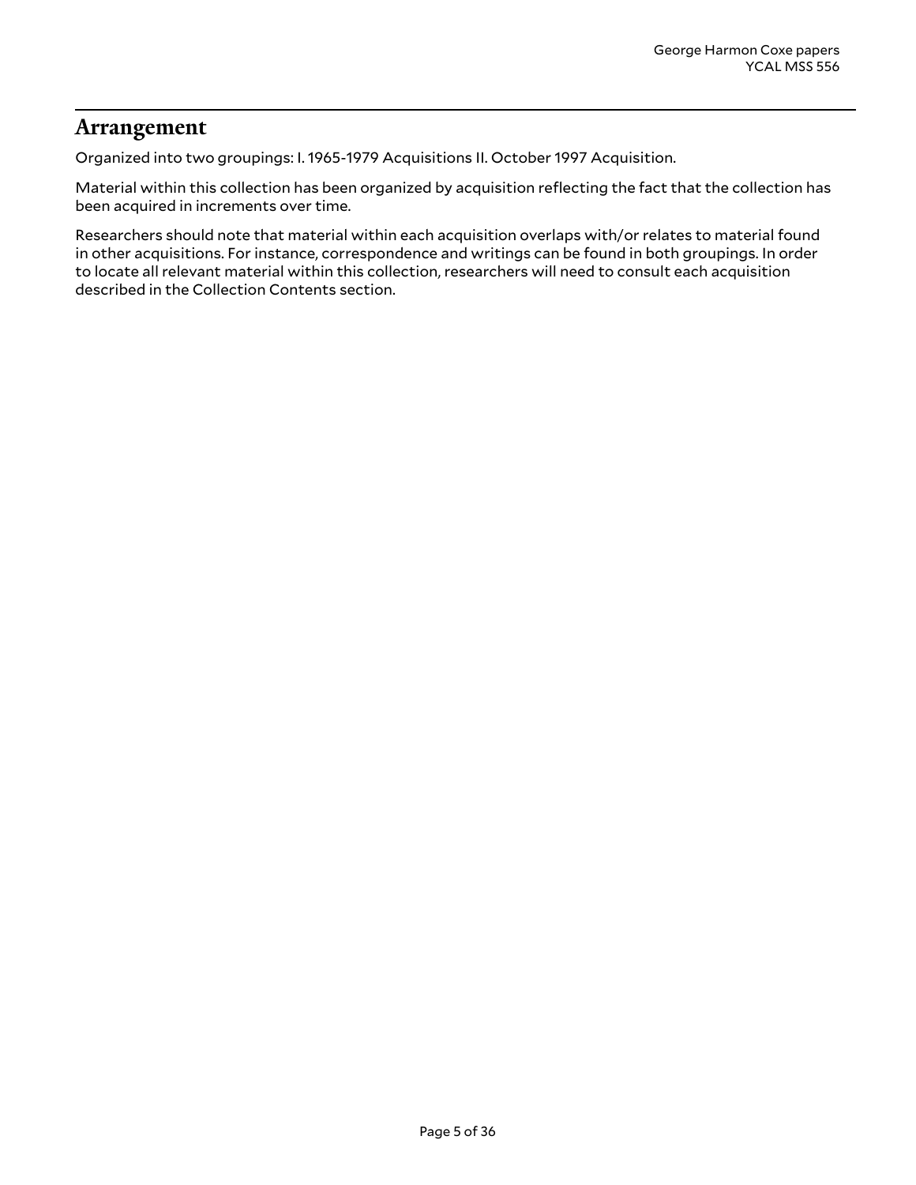## Arrangement

Organized into two groupings: I. 1965-1979 Acquisitions II. October 1997 Acquisition.

Material within this collection has been organized by acquisition reflecting the fact that the collection has been acquired in increments over time.

Researchers should note that material within each acquisition overlaps with/or relates to material found in other acquisitions. For instance, correspondence and writings can be found in both groupings. In order to locate all relevant material within this collection, researchers will need to consult each acquisition described in the Collection Contents section.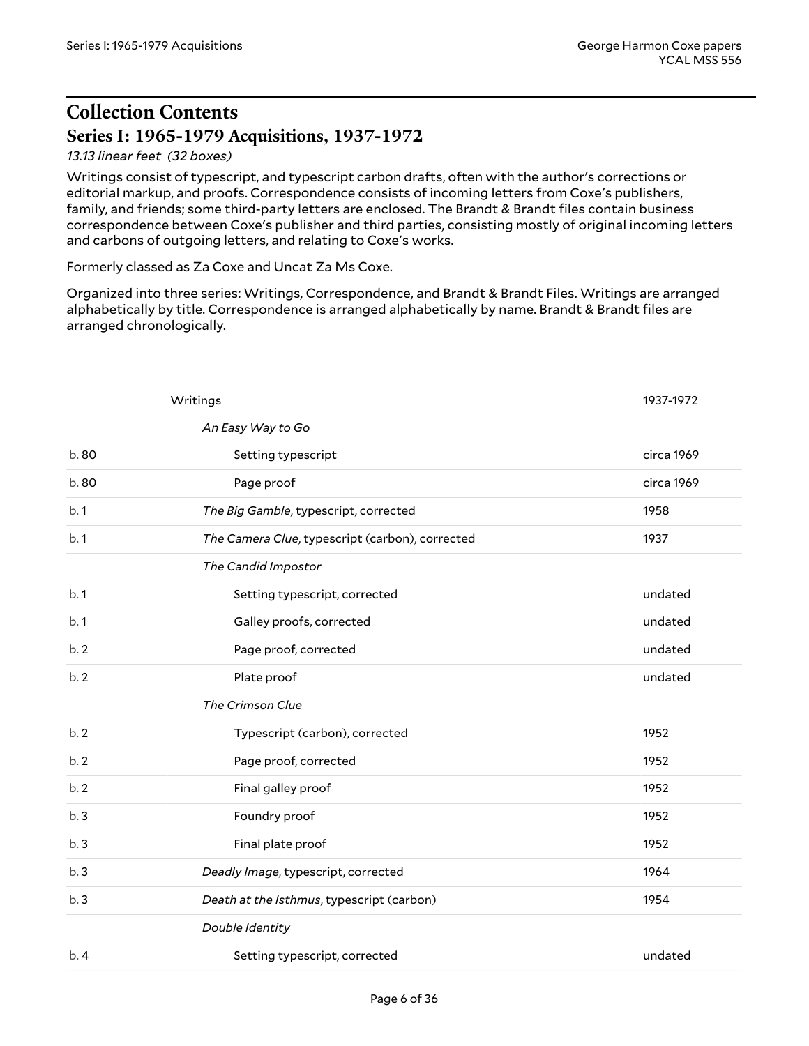## Collection Contents

### Series I: 1965-1979 Acquisitions, 1937-1972

*13.13 linear feet (32 boxes)*

Writings consist of typescript, and typescript carbon drafts, often with the author's corrections or editorial markup, and proofs. Correspondence consists of incoming letters from Coxe's publishers, family, and friends; some third-party letters are enclosed. The Brandt & Brandt files contain business correspondence between Coxe's publisher and third parties, consisting mostly of original incoming letters and carbons of outgoing letters, and relating to Coxe's works.

Formerly classed as Za Coxe and Uncat Za Ms Coxe.

Organized into three series: Writings, Correspondence, and Brandt & Brandt Files. Writings are arranged alphabetically by title. Correspondence is arranged alphabetically by name. Brandt & Brandt files are arranged chronologically.

| Box | Description | Date |
|---|---|---|
| | Writings | 1937-1972 |
| | *An Easy Way to Go* | |
| b. 80 | Setting typescript | circa 1969 |
| b. 80 | Page proof | circa 1969 |
| b. 1 | *The Big Gamble*, typescript, corrected | 1958 |
| b. 1 | *The Camera Clue*, typescript (carbon), corrected | 1937 |
| | *The Candid Impostor* | |
| b. 1 | Setting typescript, corrected | undated |
| b. 1 | Galley proofs, corrected | undated |
| b. 2 | Page proof, corrected | undated |
| b. 2 | Plate proof | undated |
| | *The Crimson Clue* | |
| b. 2 | Typescript (carbon), corrected | 1952 |
| b. 2 | Page proof, corrected | 1952 |
| b. 2 | Final galley proof | 1952 |
| b. 3 | Foundry proof | 1952 |
| b. 3 | Final plate proof | 1952 |
| b. 3 | *Deadly Image*, typescript, corrected | 1964 |
| b. 3 | *Death at the Isthmus*, typescript (carbon) | 1954 |
| | *Double Identity* | |
| b. 4 | Setting typescript, corrected | undated |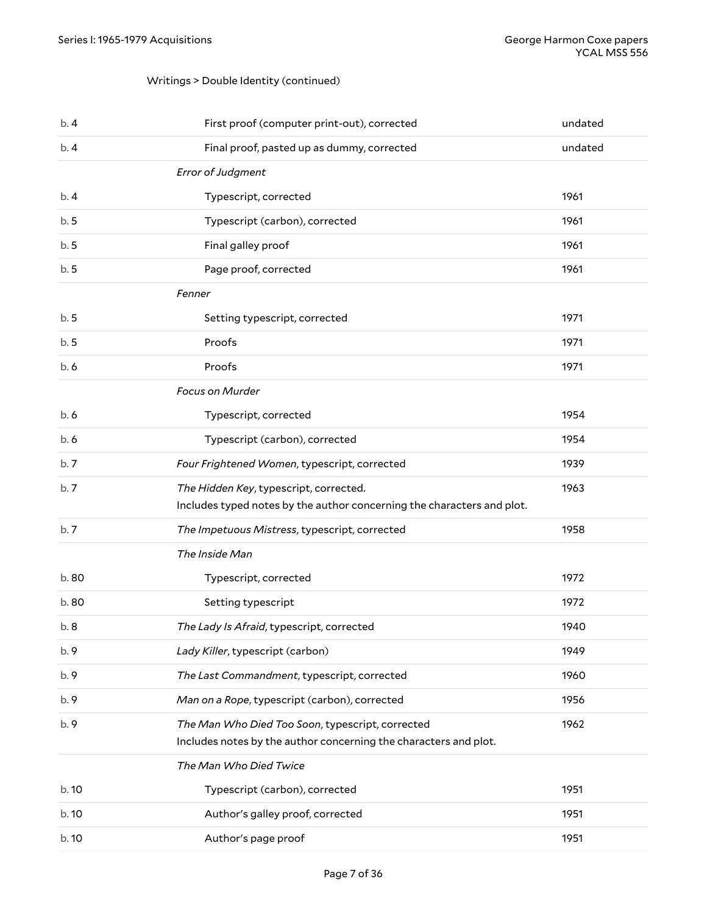Writings > Double Identity (continued)

| | | |
|---|---|---|
| b. 4 | First proof (computer print-out), corrected | undated |
| b. 4 | Final proof, pasted up as dummy, corrected | undated |
| | *Error of Judgment* | |
| b. 4 | Typescript, corrected | 1961 |
| b. 5 | Typescript (carbon), corrected | 1961 |
| b. 5 | Final galley proof | 1961 |
| b. 5 | Page proof, corrected | 1961 |
| | *Fenner* | |
| b. 5 | Setting typescript, corrected | 1971 |
| b. 5 | Proofs | 1971 |
| b. 6 | Proofs | 1971 |
| | *Focus on Murder* | |
| b. 6 | Typescript, corrected | 1954 |
| b. 6 | Typescript (carbon), corrected | 1954 |
| b. 7 | *Four Frightened Women*, typescript, corrected | 1939 |
| b. 7 | *The Hidden Key*, typescript, corrected. Includes typed notes by the author concerning the characters and plot. | 1963 |
| b. 7 | *The Impetuous Mistress*, typescript, corrected | 1958 |
| | *The Inside Man* | |
| b. 80 | Typescript, corrected | 1972 |
| b. 80 | Setting typescript | 1972 |
| b. 8 | *The Lady Is Afraid*, typescript, corrected | 1940 |
| b. 9 | *Lady Killer*, typescript (carbon) | 1949 |
| b. 9 | *The Last Commandment*, typescript, corrected | 1960 |
| b. 9 | *Man on a Rope*, typescript (carbon), corrected | 1956 |
| b. 9 | *The Man Who Died Too Soon*, typescript, corrected Includes notes by the author concerning the characters and plot. | 1962 |
| | *The Man Who Died Twice* | |
| b. 10 | Typescript (carbon), corrected | 1951 |
| b. 10 | Author's galley proof, corrected | 1951 |
| b. 10 | Author's page proof | 1951 |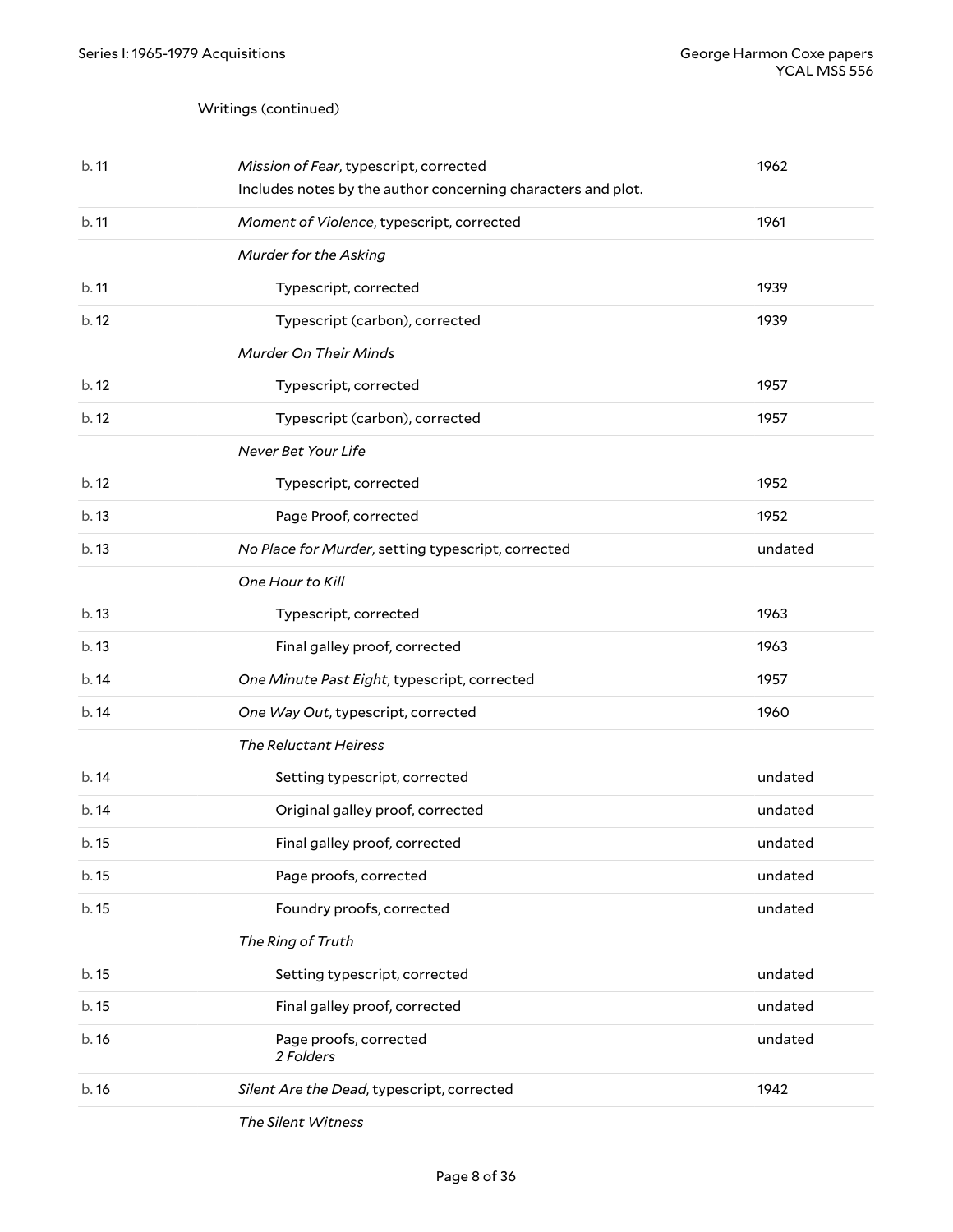Writings (continued)

| | | |
|---|---|---|
| b. 11 | *Mission of Fear*, typescript, corrected<br>Includes notes by the author concerning characters and plot. | 1962 |
| b. 11 | *Moment of Violence*, typescript, corrected | 1961 |
| | *Murder for the Asking* | |
| b. 11 | Typescript, corrected | 1939 |
| b. 12 | Typescript (carbon), corrected | 1939 |
| | *Murder On Their Minds* | |
| b. 12 | Typescript, corrected | 1957 |
| b. 12 | Typescript (carbon), corrected | 1957 |
| | *Never Bet Your Life* | |
| b. 12 | Typescript, corrected | 1952 |
| b. 13 | Page Proof, corrected | 1952 |
| b. 13 | *No Place for Murder*, setting typescript, corrected | undated |
| | *One Hour to Kill* | |
| b. 13 | Typescript, corrected | 1963 |
| b. 13 | Final galley proof, corrected | 1963 |
| b. 14 | *One Minute Past Eight*, typescript, corrected | 1957 |
| b. 14 | *One Way Out*, typescript, corrected | 1960 |
| | *The Reluctant Heiress* | |
| b. 14 | Setting typescript, corrected | undated |
| b. 14 | Original galley proof, corrected | undated |
| b. 15 | Final galley proof, corrected | undated |
| b. 15 | Page proofs, corrected | undated |
| b. 15 | Foundry proofs, corrected | undated |
| | *The Ring of Truth* | |
| b. 15 | Setting typescript, corrected | undated |
| b. 15 | Final galley proof, corrected | undated |
| b. 16 | Page proofs, corrected<br>*2 Folders* | undated |
| b. 16 | *Silent Are the Dead*, typescript, corrected | 1942 |
| | *The Silent Witness* | |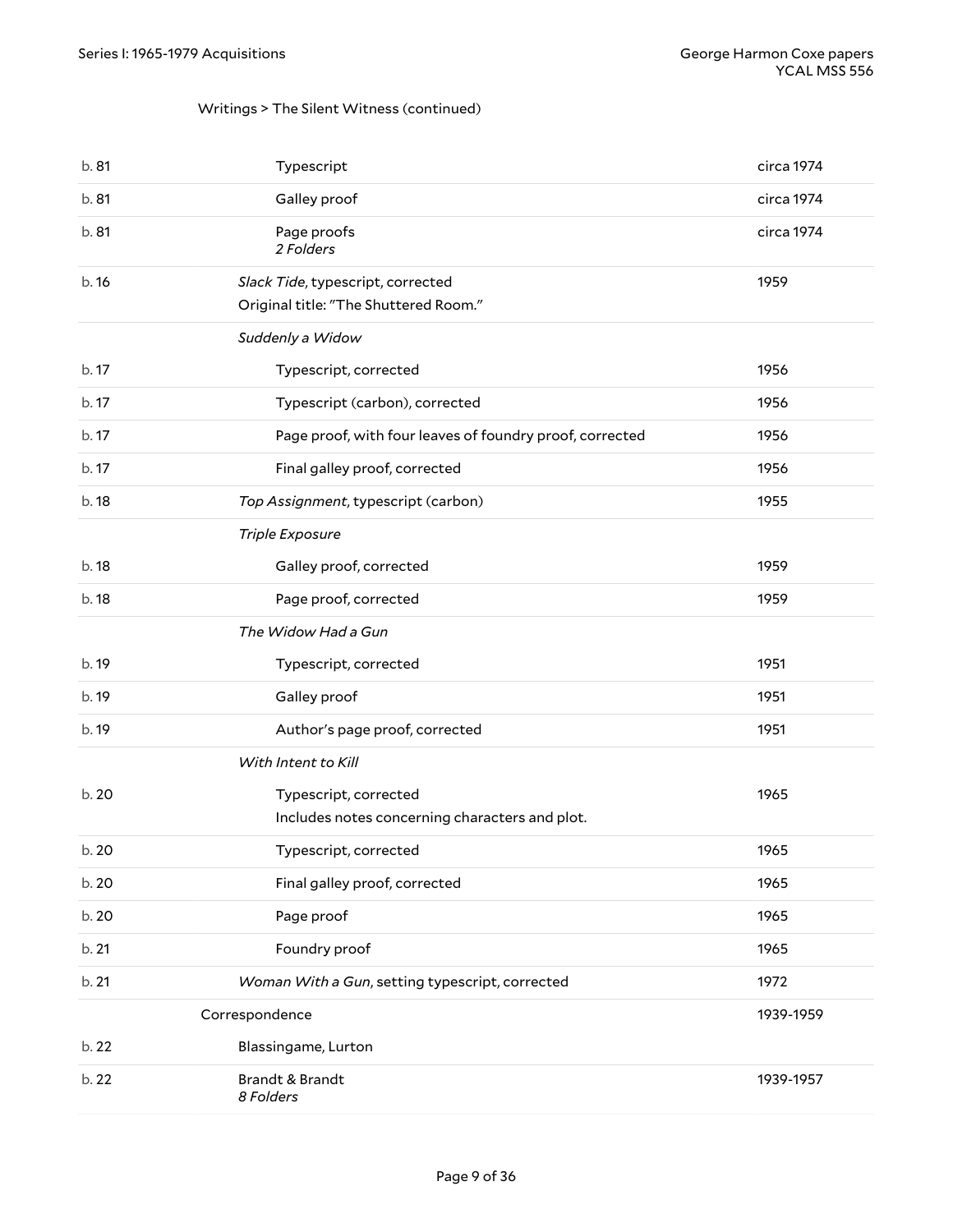Writings > The Silent Witness (continued)

| | | |
|---|---|---|
| b. 81 | Typescript | circa 1974 |
| b. 81 | Galley proof | circa 1974 |
| b. 81 | Page proofs *2 Folders* | circa 1974 |
| b. 16 | *Slack Tide*, typescript, corrected Original title: "The Shuttered Room." | 1959 |
| | *Suddenly a Widow* | |
| b. 17 | Typescript, corrected | 1956 |
| b. 17 | Typescript (carbon), corrected | 1956 |
| b. 17 | Page proof, with four leaves of foundry proof, corrected | 1956 |
| b. 17 | Final galley proof, corrected | 1956 |
| b. 18 | *Top Assignment*, typescript (carbon) | 1955 |
| | *Triple Exposure* | |
| b. 18 | Galley proof, corrected | 1959 |
| b. 18 | Page proof, corrected | 1959 |
| | *The Widow Had a Gun* | |
| b. 19 | Typescript, corrected | 1951 |
| b. 19 | Galley proof | 1951 |
| b. 19 | Author's page proof, corrected | 1951 |
| | *With Intent to Kill* | |
| b. 20 | Typescript, corrected Includes notes concerning characters and plot. | 1965 |
| b. 20 | Typescript, corrected | 1965 |
| b. 20 | Final galley proof, corrected | 1965 |
| b. 20 | Page proof | 1965 |
| b. 21 | Foundry proof | 1965 |
| b. 21 | *Woman With a Gun*, setting typescript, corrected | 1972 |
| | Correspondence | 1939-1959 |
| b. 22 | Blassingame, Lurton | |
| b. 22 | Brandt & Brandt *8 Folders* | 1939-1957 |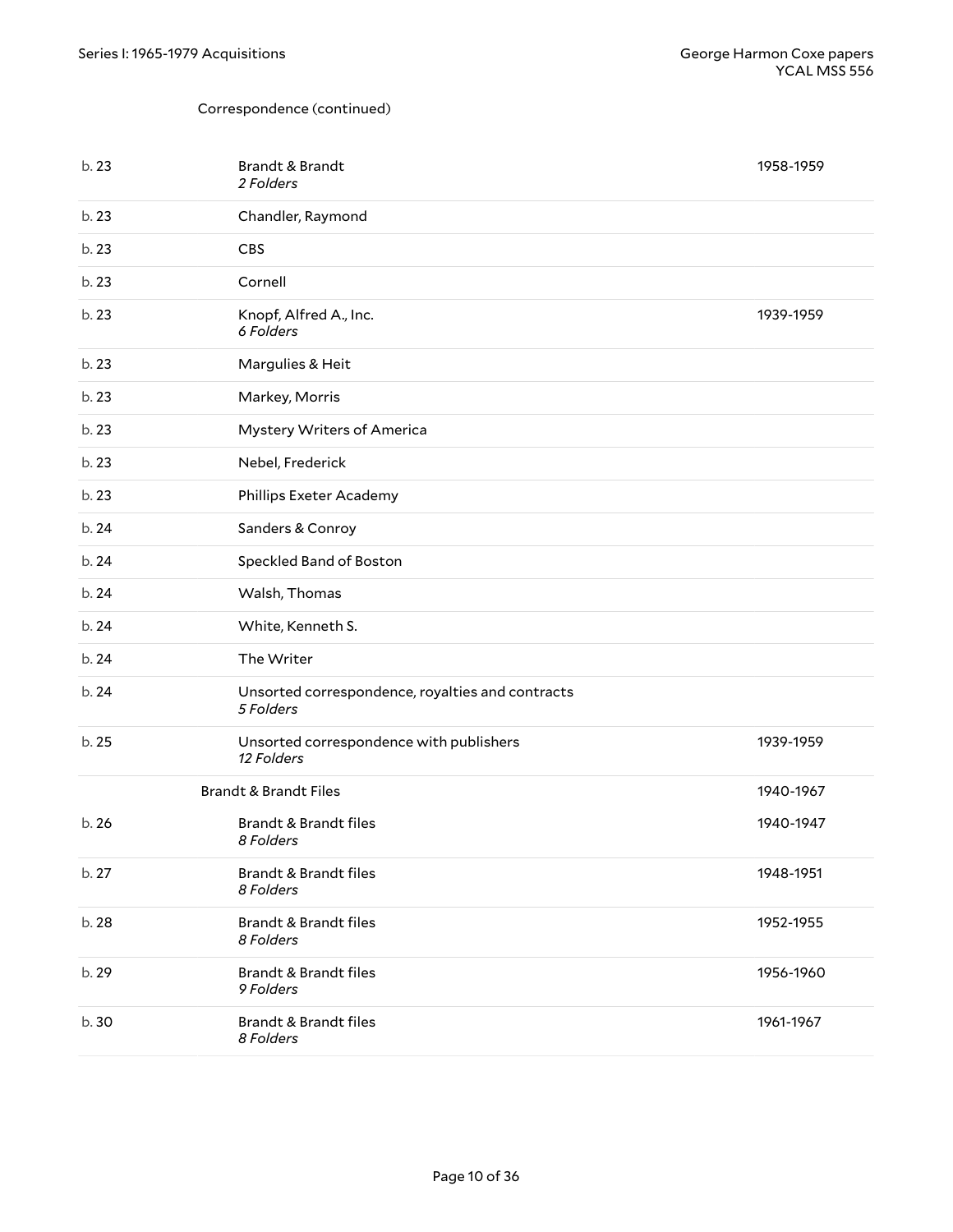Correspondence (continued)

| Box | Title | Date |
|---|---|---|
| b. 23 | Brandt & Brandt<br>*2 Folders* | 1958-1959 |
| b. 23 | Chandler, Raymond | |
| b. 23 | CBS | |
| b. 23 | Cornell | |
| b. 23 | Knopf, Alfred A., Inc.<br>*6 Folders* | 1939-1959 |
| b. 23 | Margulies & Heit | |
| b. 23 | Markey, Morris | |
| b. 23 | Mystery Writers of America | |
| b. 23 | Nebel, Frederick | |
| b. 23 | Phillips Exeter Academy | |
| b. 24 | Sanders & Conroy | |
| b. 24 | Speckled Band of Boston | |
| b. 24 | Walsh, Thomas | |
| b. 24 | White, Kenneth S. | |
| b. 24 | The Writer | |
| b. 24 | Unsorted correspondence, royalties and contracts<br>*5 Folders* | |
| b. 25 | Unsorted correspondence with publishers<br>*12 Folders* | 1939-1959 |
| | **Brandt & Brandt Files** | 1940-1967 |
| b. 26 | Brandt & Brandt files<br>*8 Folders* | 1940-1947 |
| b. 27 | Brandt & Brandt files<br>*8 Folders* | 1948-1951 |
| b. 28 | Brandt & Brandt files<br>*8 Folders* | 1952-1955 |
| b. 29 | Brandt & Brandt files<br>*9 Folders* | 1956-1960 |
| b. 30 | Brandt & Brandt files<br>*8 Folders* | 1961-1967 |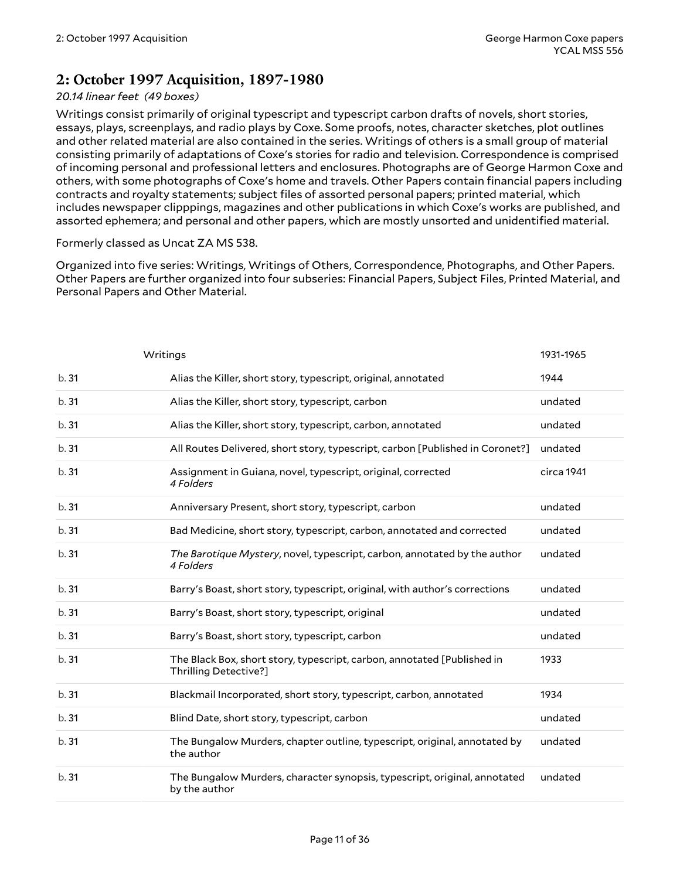## 2: October 1997 Acquisition, 1897-1980

*20.14 linear feet (49 boxes)*

Writings consist primarily of original typescript and typescript carbon drafts of novels, short stories, essays, plays, screenplays, and radio plays by Coxe. Some proofs, notes, character sketches, plot outlines and other related material are also contained in the series. Writings of others is a small group of material consisting primarily of adaptations of Coxe's stories for radio and television. Correspondence is comprised of incoming personal and professional letters and enclosures. Photographs are of George Harmon Coxe and others, with some photographs of Coxe's home and travels. Other Papers contain financial papers including contracts and royalty statements; subject files of assorted personal papers; printed material, which includes newspaper clipppings, magazines and other publications in which Coxe's works are published, and assorted ephemera; and personal and other papers, which are mostly unsorted and unidentified material.

Formerly classed as Uncat ZA MS 538.

Organized into five series: Writings, Writings of Others, Correspondence, Photographs, and Other Papers. Other Papers are further organized into four subseries: Financial Papers, Subject Files, Printed Material, and Personal Papers and Other Material.

| | Writings | 1931-1965 |
|---|---|---|
| b. 31 | Alias the Killer, short story, typescript, original, annotated | 1944 |
| b. 31 | Alias the Killer, short story, typescript, carbon | undated |
| b. 31 | Alias the Killer, short story, typescript, carbon, annotated | undated |
| b. 31 | All Routes Delivered, short story, typescript, carbon [Published in Coronet?] | undated |
| b. 31 | Assignment in Guiana, novel, typescript, original, corrected *4 Folders* | circa 1941 |
| b. 31 | Anniversary Present, short story, typescript, carbon | undated |
| b. 31 | Bad Medicine, short story, typescript, carbon, annotated and corrected | undated |
| b. 31 | *The Barotique Mystery*, novel, typescript, carbon, annotated by the author *4 Folders* | undated |
| b. 31 | Barry's Boast, short story, typescript, original, with author's corrections | undated |
| b. 31 | Barry's Boast, short story, typescript, original | undated |
| b. 31 | Barry's Boast, short story, typescript, carbon | undated |
| b. 31 | The Black Box, short story, typescript, carbon, annotated [Published in Thrilling Detective?] | 1933 |
| b. 31 | Blackmail Incorporated, short story, typescript, carbon, annotated | 1934 |
| b. 31 | Blind Date, short story, typescript, carbon | undated |
| b. 31 | The Bungalow Murders, chapter outline, typescript, original, annotated by the author | undated |
| b. 31 | The Bungalow Murders, character synopsis, typescript, original, annotated by the author | undated |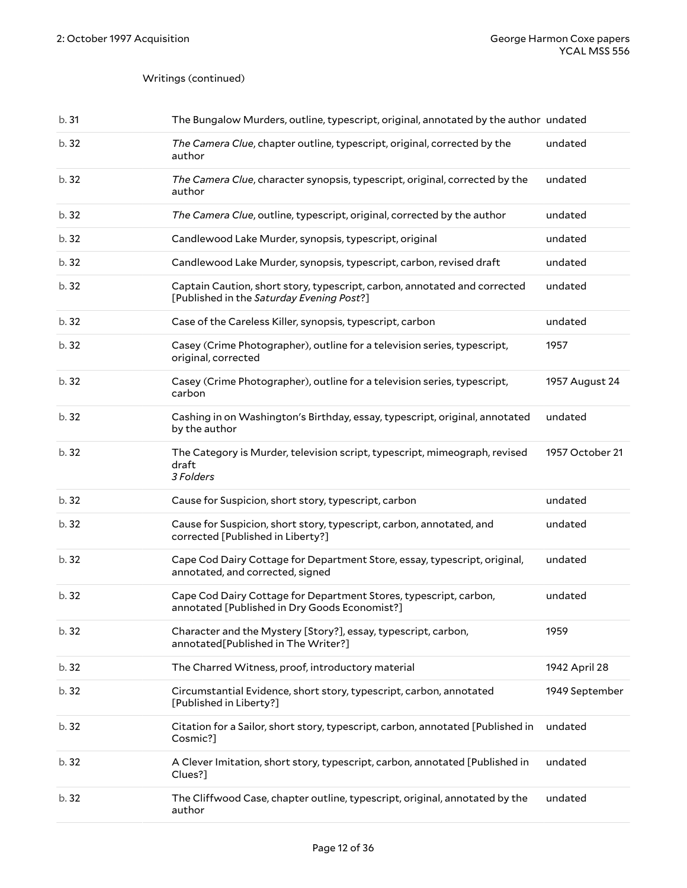Writings (continued)

| | | |
|---|---|---|
| b. 31 | The Bungalow Murders, outline, typescript, original, annotated by the author | undated |
| b. 32 | *The Camera Clue*, chapter outline, typescript, original, corrected by the author | undated |
| b. 32 | *The Camera Clue*, character synopsis, typescript, original, corrected by the author | undated |
| b. 32 | *The Camera Clue*, outline, typescript, original, corrected by the author | undated |
| b. 32 | Candlewood Lake Murder, synopsis, typescript, original | undated |
| b. 32 | Candlewood Lake Murder, synopsis, typescript, carbon, revised draft | undated |
| b. 32 | Captain Caution, short story, typescript, carbon, annotated and corrected [Published in the *Saturday Evening Post*?] | undated |
| b. 32 | Case of the Careless Killer, synopsis, typescript, carbon | undated |
| b. 32 | Casey (Crime Photographer), outline for a television series, typescript, original, corrected | 1957 |
| b. 32 | Casey (Crime Photographer), outline for a television series, typescript, carbon | 1957 August 24 |
| b. 32 | Cashing in on Washington's Birthday, essay, typescript, original, annotated by the author | undated |
| b. 32 | The Category is Murder, television script, typescript, mimeograph, revised draft<br>*3 Folders* | 1957 October 21 |
| b. 32 | Cause for Suspicion, short story, typescript, carbon | undated |
| b. 32 | Cause for Suspicion, short story, typescript, carbon, annotated, and corrected [Published in Liberty?] | undated |
| b. 32 | Cape Cod Dairy Cottage for Department Store, essay, typescript, original, annotated, and corrected, signed | undated |
| b. 32 | Cape Cod Dairy Cottage for Department Stores, typescript, carbon, annotated [Published in Dry Goods Economist?] | undated |
| b. 32 | Character and the Mystery [Story?], essay, typescript, carbon, annotated[Published in The Writer?] | 1959 |
| b. 32 | The Charred Witness, proof, introductory material | 1942 April 28 |
| b. 32 | Circumstantial Evidence, short story, typescript, carbon, annotated [Published in Liberty?] | 1949 September |
| b. 32 | Citation for a Sailor, short story, typescript, carbon, annotated [Published in Cosmic?] | undated |
| b. 32 | A Clever Imitation, short story, typescript, carbon, annotated [Published in Clues?] | undated |
| b. 32 | The Cliffwood Case, chapter outline, typescript, original, annotated by the author | undated |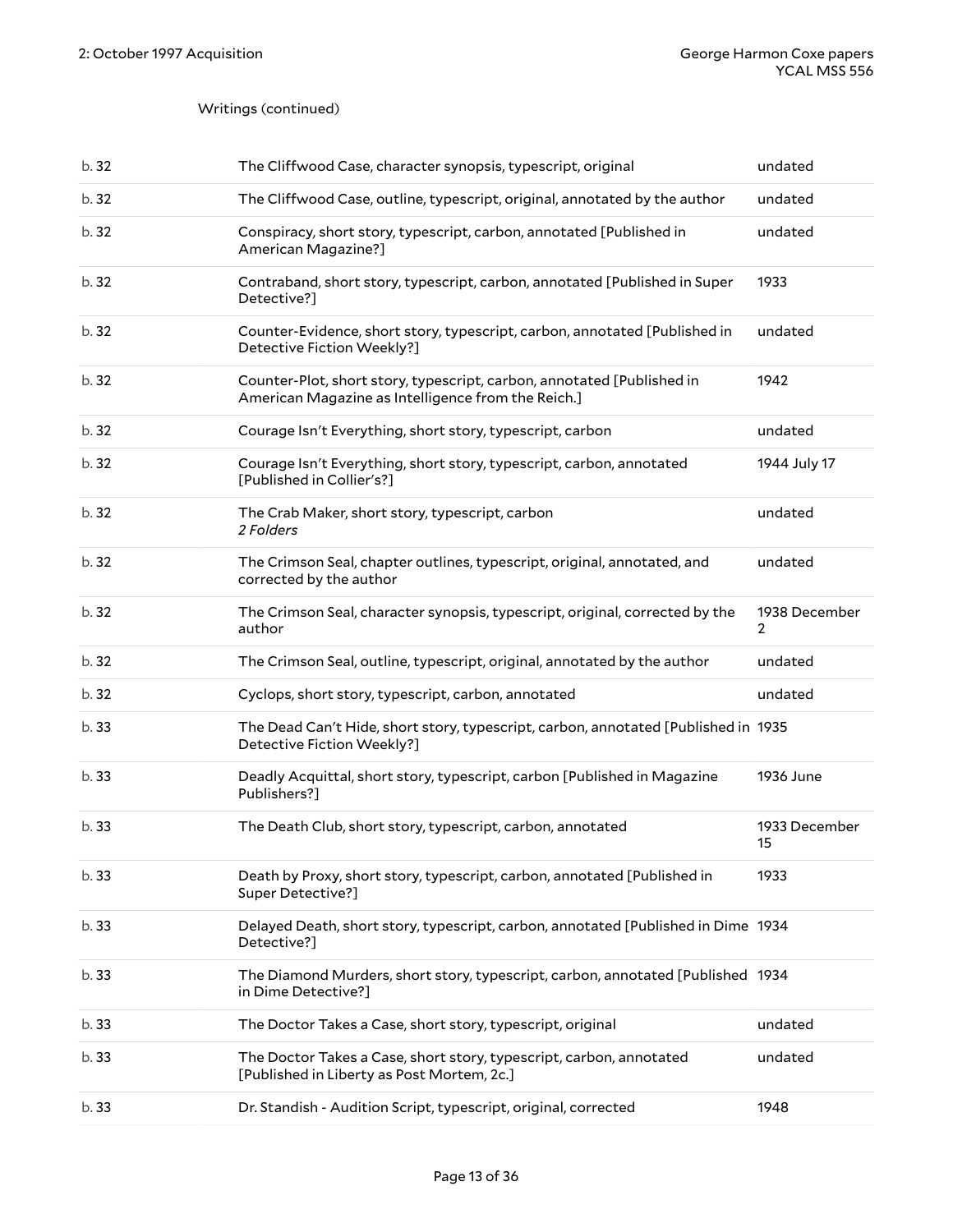Writings (continued)

| | | |
|---|---|---|
| b. 32 | The Cliffwood Case, character synopsis, typescript, original | undated |
| b. 32 | The Cliffwood Case, outline, typescript, original, annotated by the author | undated |
| b. 32 | Conspiracy, short story, typescript, carbon, annotated [Published in American Magazine?] | undated |
| b. 32 | Contraband, short story, typescript, carbon, annotated [Published in Super Detective?] | 1933 |
| b. 32 | Counter-Evidence, short story, typescript, carbon, annotated [Published in Detective Fiction Weekly?] | undated |
| b. 32 | Counter-Plot, short story, typescript, carbon, annotated [Published in American Magazine as Intelligence from the Reich.] | 1942 |
| b. 32 | Courage Isn't Everything, short story, typescript, carbon | undated |
| b. 32 | Courage Isn't Everything, short story, typescript, carbon, annotated [Published in Collier's?] | 1944 July 17 |
| b. 32 | The Crab Maker, short story, typescript, carbon<br>*2 Folders* | undated |
| b. 32 | The Crimson Seal, chapter outlines, typescript, original, annotated, and corrected by the author | undated |
| b. 32 | The Crimson Seal, character synopsis, typescript, original, corrected by the author | 1938 December 2 |
| b. 32 | The Crimson Seal, outline, typescript, original, annotated by the author | undated |
| b. 32 | Cyclops, short story, typescript, carbon, annotated | undated |
| b. 33 | The Dead Can't Hide, short story, typescript, carbon, annotated [Published in Detective Fiction Weekly?] | 1935 |
| b. 33 | Deadly Acquittal, short story, typescript, carbon [Published in Magazine Publishers?] | 1936 June |
| b. 33 | The Death Club, short story, typescript, carbon, annotated | 1933 December 15 |
| b. 33 | Death by Proxy, short story, typescript, carbon, annotated [Published in Super Detective?] | 1933 |
| b. 33 | Delayed Death, short story, typescript, carbon, annotated [Published in Dime Detective?] | 1934 |
| b. 33 | The Diamond Murders, short story, typescript, carbon, annotated [Published in Dime Detective?] | 1934 |
| b. 33 | The Doctor Takes a Case, short story, typescript, original | undated |
| b. 33 | The Doctor Takes a Case, short story, typescript, carbon, annotated [Published in Liberty as Post Mortem, 2c.] | undated |
| b. 33 | Dr. Standish - Audition Script, typescript, original, corrected | 1948 |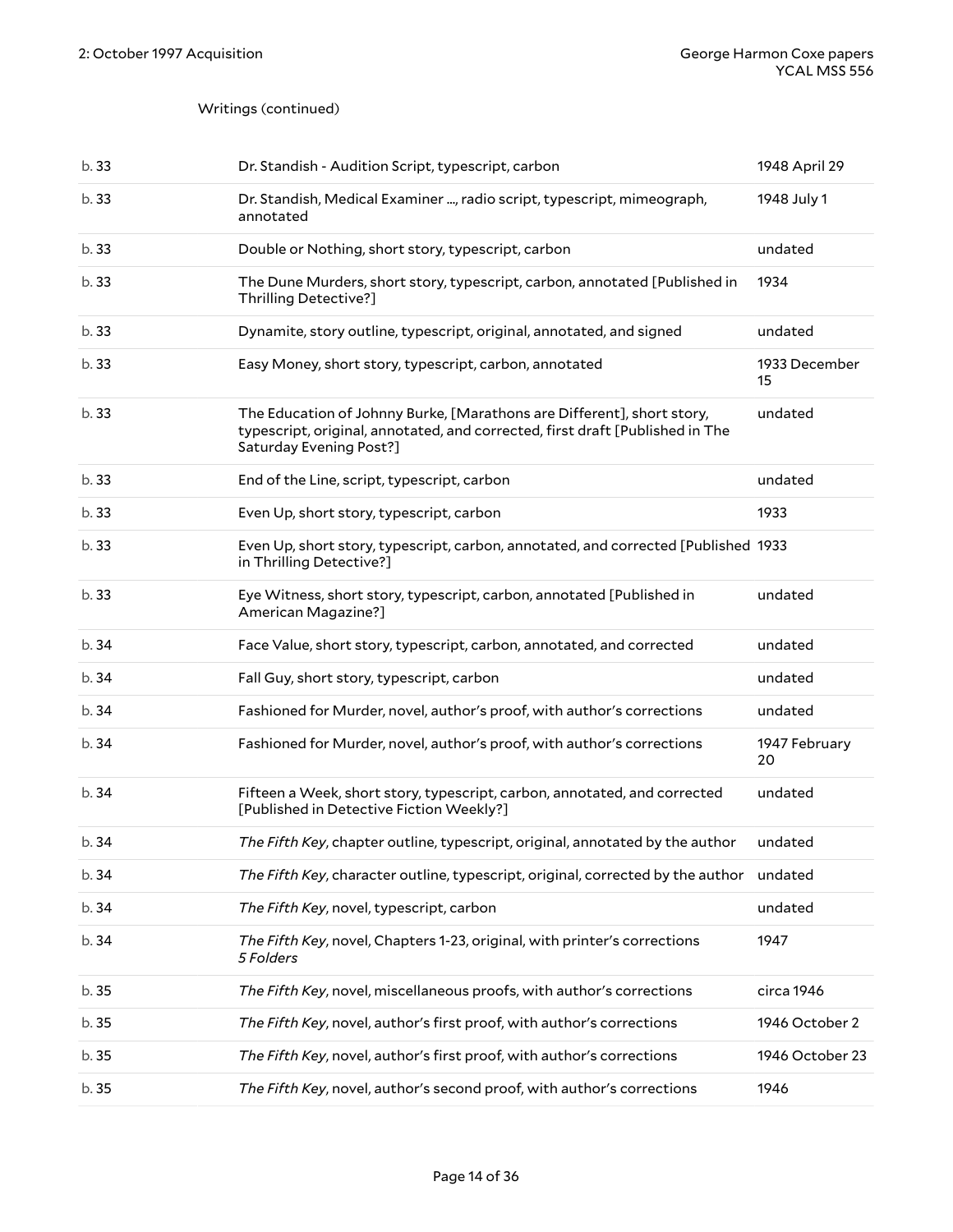Writings (continued)

| | | |
|---|---|---|
| b. 33 | Dr. Standish - Audition Script, typescript, carbon | 1948 April 29 |
| b. 33 | Dr. Standish, Medical Examiner ..., radio script, typescript, mimeograph, annotated | 1948 July 1 |
| b. 33 | Double or Nothing, short story, typescript, carbon | undated |
| b. 33 | The Dune Murders, short story, typescript, carbon, annotated [Published in Thrilling Detective?] | 1934 |
| b. 33 | Dynamite, story outline, typescript, original, annotated, and signed | undated |
| b. 33 | Easy Money, short story, typescript, carbon, annotated | 1933 December 15 |
| b. 33 | The Education of Johnny Burke, [Marathons are Different], short story, typescript, original, annotated, and corrected, first draft [Published in The Saturday Evening Post?] | undated |
| b. 33 | End of the Line, script, typescript, carbon | undated |
| b. 33 | Even Up, short story, typescript, carbon | 1933 |
| b. 33 | Even Up, short story, typescript, carbon, annotated, and corrected [Published in Thrilling Detective?] | 1933 |
| b. 33 | Eye Witness, short story, typescript, carbon, annotated [Published in American Magazine?] | undated |
| b. 34 | Face Value, short story, typescript, carbon, annotated, and corrected | undated |
| b. 34 | Fall Guy, short story, typescript, carbon | undated |
| b. 34 | Fashioned for Murder, novel, author's proof, with author's corrections | undated |
| b. 34 | Fashioned for Murder, novel, author's proof, with author's corrections | 1947 February 20 |
| b. 34 | Fifteen a Week, short story, typescript, carbon, annotated, and corrected [Published in Detective Fiction Weekly?] | undated |
| b. 34 | *The Fifth Key*, chapter outline, typescript, original, annotated by the author | undated |
| b. 34 | *The Fifth Key*, character outline, typescript, original, corrected by the author | undated |
| b. 34 | *The Fifth Key*, novel, typescript, carbon | undated |
| b. 34 | *The Fifth Key*, novel, Chapters 1-23, original, with printer's corrections *5 Folders* | 1947 |
| b. 35 | *The Fifth Key*, novel, miscellaneous proofs, with author's corrections | circa 1946 |
| b. 35 | *The Fifth Key*, novel, author's first proof, with author's corrections | 1946 October 2 |
| b. 35 | *The Fifth Key*, novel, author's first proof, with author's corrections | 1946 October 23 |
| b. 35 | *The Fifth Key*, novel, author's second proof, with author's corrections | 1946 |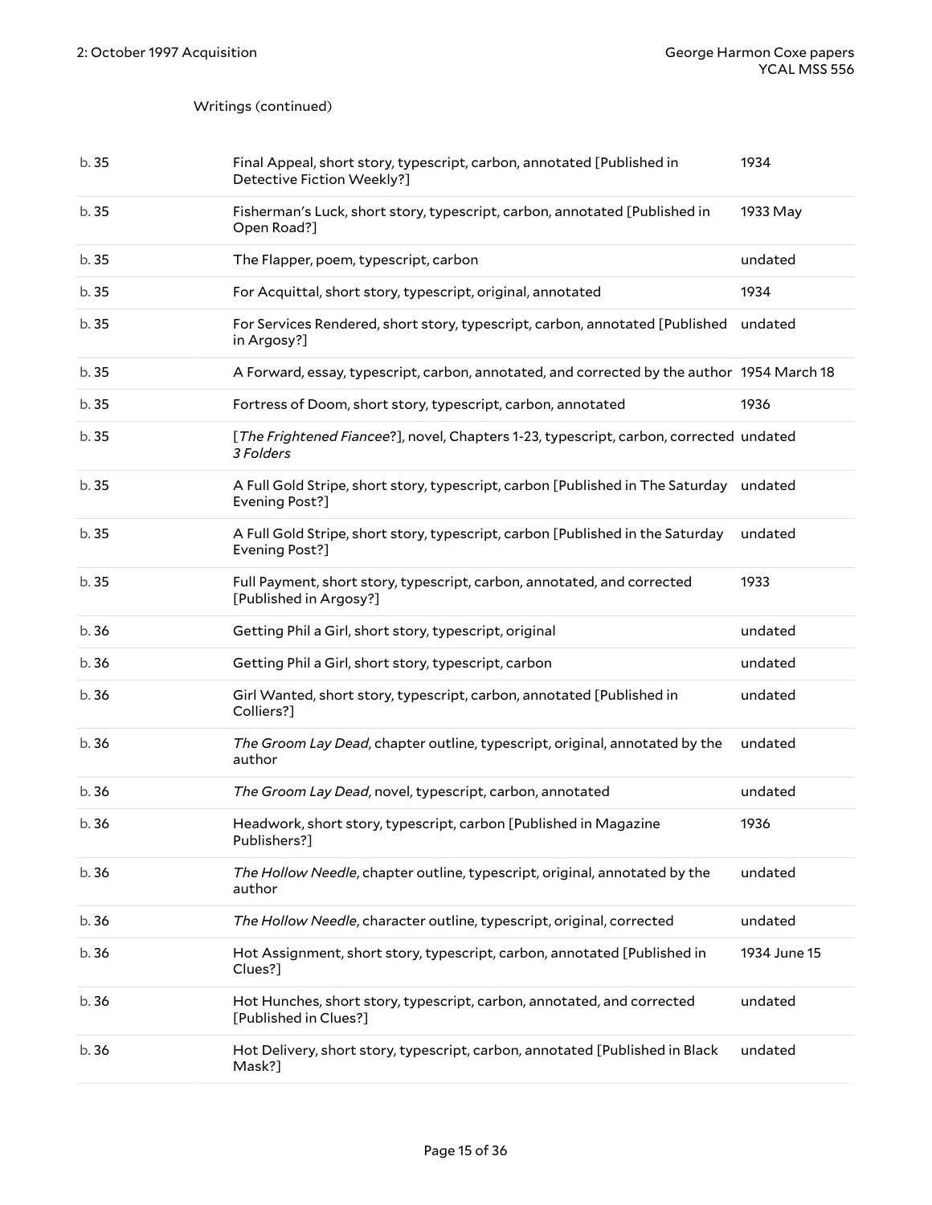Writings (continued)

| | | |
|---|---|---|
| b. 35 | Final Appeal, short story, typescript, carbon, annotated [Published in Detective Fiction Weekly?] | 1934 |
| b. 35 | Fisherman's Luck, short story, typescript, carbon, annotated [Published in Open Road?] | 1933 May |
| b. 35 | The Flapper, poem, typescript, carbon | undated |
| b. 35 | For Acquittal, short story, typescript, original, annotated | 1934 |
| b. 35 | For Services Rendered, short story, typescript, carbon, annotated [Published in Argosy?] | undated |
| b. 35 | A Forward, essay, typescript, carbon, annotated, and corrected by the author | 1954 March 18 |
| b. 35 | Fortress of Doom, short story, typescript, carbon, annotated | 1936 |
| b. 35 | [*The Frightened Fiancee*?], novel, Chapters 1-23, typescript, carbon, corrected *3 Folders* | undated |
| b. 35 | A Full Gold Stripe, short story, typescript, carbon [Published in The Saturday Evening Post?] | undated |
| b. 35 | A Full Gold Stripe, short story, typescript, carbon [Published in the Saturday Evening Post?] | undated |
| b. 35 | Full Payment, short story, typescript, carbon, annotated, and corrected [Published in Argosy?] | 1933 |
| b. 36 | Getting Phil a Girl, short story, typescript, original | undated |
| b. 36 | Getting Phil a Girl, short story, typescript, carbon | undated |
| b. 36 | Girl Wanted, short story, typescript, carbon, annotated [Published in Colliers?] | undated |
| b. 36 | *The Groom Lay Dead*, chapter outline, typescript, original, annotated by the author | undated |
| b. 36 | *The Groom Lay Dead*, novel, typescript, carbon, annotated | undated |
| b. 36 | Headwork, short story, typescript, carbon [Published in Magazine Publishers?] | 1936 |
| b. 36 | *The Hollow Needle*, chapter outline, typescript, original, annotated by the author | undated |
| b. 36 | *The Hollow Needle*, character outline, typescript, original, corrected | undated |
| b. 36 | Hot Assignment, short story, typescript, carbon, annotated [Published in Clues?] | 1934 June 15 |
| b. 36 | Hot Hunches, short story, typescript, carbon, annotated, and corrected [Published in Clues?] | undated |
| b. 36 | Hot Delivery, short story, typescript, carbon, annotated [Published in Black Mask?] | undated |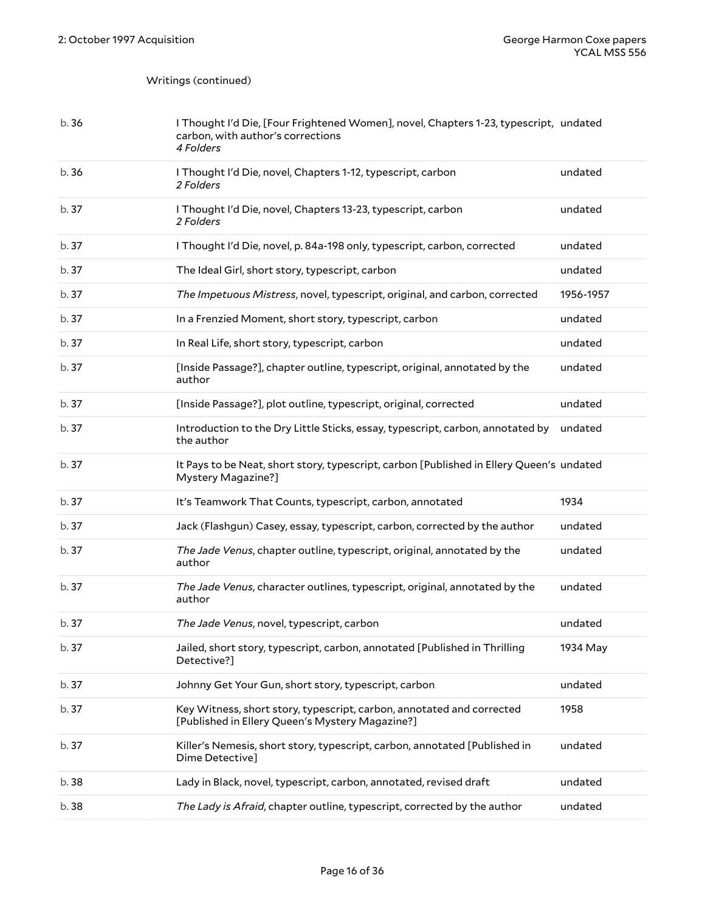Writings (continued)

| | | |
|---|---|---|
| b. 36 | I Thought I'd Die, [Four Frightened Women], novel, Chapters 1-23, typescript, carbon, with author's corrections<br>*4 Folders* | undated |
| b. 36 | I Thought I'd Die, novel, Chapters 1-12, typescript, carbon<br>*2 Folders* | undated |
| b. 37 | I Thought I'd Die, novel, Chapters 13-23, typescript, carbon<br>*2 Folders* | undated |
| b. 37 | I Thought I'd Die, novel, p. 84a-198 only, typescript, carbon, corrected | undated |
| b. 37 | The Ideal Girl, short story, typescript, carbon | undated |
| b. 37 | *The Impetuous Mistress*, novel, typescript, original, and carbon, corrected | 1956-1957 |
| b. 37 | In a Frenzied Moment, short story, typescript, carbon | undated |
| b. 37 | In Real Life, short story, typescript, carbon | undated |
| b. 37 | [Inside Passage?], chapter outline, typescript, original, annotated by the author | undated |
| b. 37 | [Inside Passage?], plot outline, typescript, original, corrected | undated |
| b. 37 | Introduction to the Dry Little Sticks, essay, typescript, carbon, annotated by the author | undated |
| b. 37 | It Pays to be Neat, short story, typescript, carbon [Published in Ellery Queen's Mystery Magazine?] | undated |
| b. 37 | It's Teamwork That Counts, typescript, carbon, annotated | 1934 |
| b. 37 | Jack (Flashgun) Casey, essay, typescript, carbon, corrected by the author | undated |
| b. 37 | *The Jade Venus*, chapter outline, typescript, original, annotated by the author | undated |
| b. 37 | *The Jade Venus*, character outlines, typescript, original, annotated by the author | undated |
| b. 37 | *The Jade Venus*, novel, typescript, carbon | undated |
| b. 37 | Jailed, short story, typescript, carbon, annotated [Published in Thrilling Detective?] | 1934 May |
| b. 37 | Johnny Get Your Gun, short story, typescript, carbon | undated |
| b. 37 | Key Witness, short story, typescript, carbon, annotated and corrected [Published in Ellery Queen's Mystery Magazine?] | 1958 |
| b. 37 | Killer's Nemesis, short story, typescript, carbon, annotated [Published in Dime Detective] | undated |
| b. 38 | Lady in Black, novel, typescript, carbon, annotated, revised draft | undated |
| b. 38 | *The Lady is Afraid*, chapter outline, typescript, corrected by the author | undated |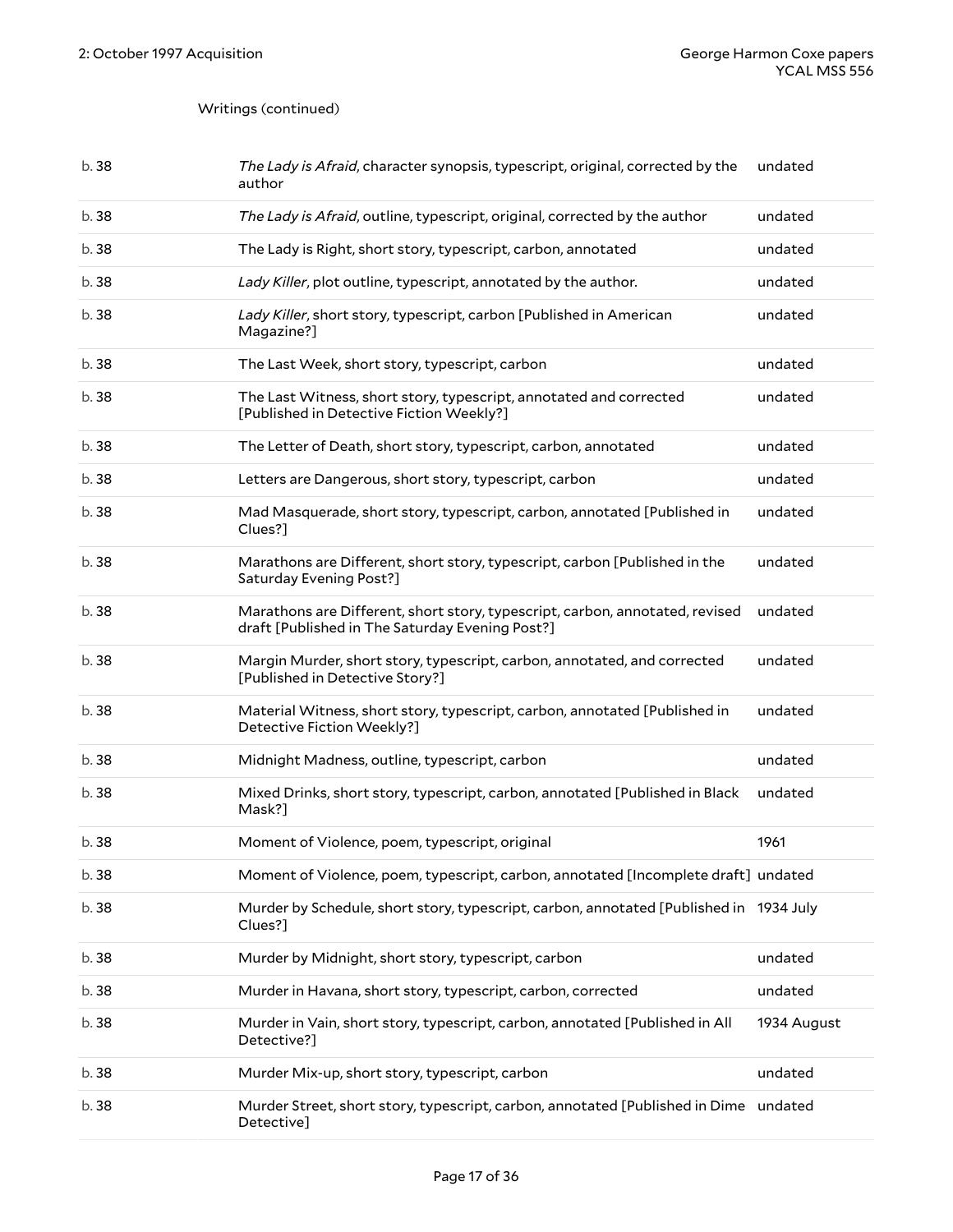Writings (continued)

| | | |
|---|---|---|
| b. 38 | *The Lady is Afraid*, character synopsis, typescript, original, corrected by the author | undated |
| b. 38 | *The Lady is Afraid*, outline, typescript, original, corrected by the author | undated |
| b. 38 | The Lady is Right, short story, typescript, carbon, annotated | undated |
| b. 38 | *Lady Killer*, plot outline, typescript, annotated by the author. | undated |
| b. 38 | *Lady Killer*, short story, typescript, carbon [Published in American Magazine?] | undated |
| b. 38 | The Last Week, short story, typescript, carbon | undated |
| b. 38 | The Last Witness, short story, typescript, annotated and corrected [Published in Detective Fiction Weekly?] | undated |
| b. 38 | The Letter of Death, short story, typescript, carbon, annotated | undated |
| b. 38 | Letters are Dangerous, short story, typescript, carbon | undated |
| b. 38 | Mad Masquerade, short story, typescript, carbon, annotated [Published in Clues?] | undated |
| b. 38 | Marathons are Different, short story, typescript, carbon [Published in the Saturday Evening Post?] | undated |
| b. 38 | Marathons are Different, short story, typescript, carbon, annotated, revised draft [Published in The Saturday Evening Post?] | undated |
| b. 38 | Margin Murder, short story, typescript, carbon, annotated, and corrected [Published in Detective Story?] | undated |
| b. 38 | Material Witness, short story, typescript, carbon, annotated [Published in Detective Fiction Weekly?] | undated |
| b. 38 | Midnight Madness, outline, typescript, carbon | undated |
| b. 38 | Mixed Drinks, short story, typescript, carbon, annotated [Published in Black Mask?] | undated |
| b. 38 | Moment of Violence, poem, typescript, original | 1961 |
| b. 38 | Moment of Violence, poem, typescript, carbon, annotated [Incomplete draft] | undated |
| b. 38 | Murder by Schedule, short story, typescript, carbon, annotated [Published in Clues?] | 1934 July |
| b. 38 | Murder by Midnight, short story, typescript, carbon | undated |
| b. 38 | Murder in Havana, short story, typescript, carbon, corrected | undated |
| b. 38 | Murder in Vain, short story, typescript, carbon, annotated [Published in All Detective?] | 1934 August |
| b. 38 | Murder Mix-up, short story, typescript, carbon | undated |
| b. 38 | Murder Street, short story, typescript, carbon, annotated [Published in Dime Detective] | undated |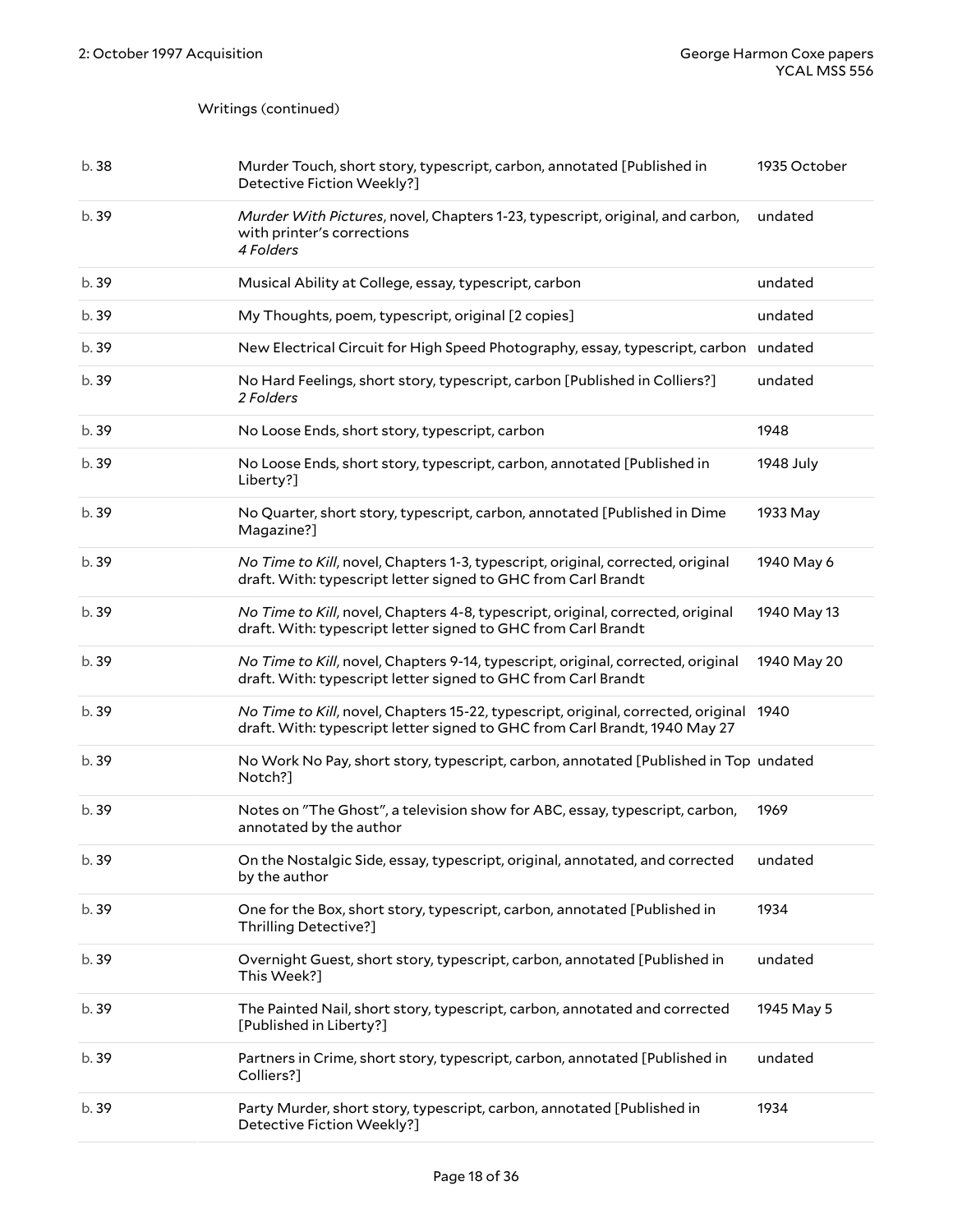Writings (continued)

| | | |
|---|---|---|
| b. 38 | Murder Touch, short story, typescript, carbon, annotated [Published in Detective Fiction Weekly?] | 1935 October |
| b. 39 | *Murder With Pictures*, novel, Chapters 1-23, typescript, original, and carbon, with printer's corrections<br>*4 Folders* | undated |
| b. 39 | Musical Ability at College, essay, typescript, carbon | undated |
| b. 39 | My Thoughts, poem, typescript, original [2 copies] | undated |
| b. 39 | New Electrical Circuit for High Speed Photography, essay, typescript, carbon | undated |
| b. 39 | No Hard Feelings, short story, typescript, carbon [Published in Colliers?]<br>*2 Folders* | undated |
| b. 39 | No Loose Ends, short story, typescript, carbon | 1948 |
| b. 39 | No Loose Ends, short story, typescript, carbon, annotated [Published in Liberty?] | 1948 July |
| b. 39 | No Quarter, short story, typescript, carbon, annotated [Published in Dime Magazine?] | 1933 May |
| b. 39 | *No Time to Kill*, novel, Chapters 1-3, typescript, original, corrected, original draft. With: typescript letter signed to GHC from Carl Brandt | 1940 May 6 |
| b. 39 | *No Time to Kill*, novel, Chapters 4-8, typescript, original, corrected, original draft. With: typescript letter signed to GHC from Carl Brandt | 1940 May 13 |
| b. 39 | *No Time to Kill*, novel, Chapters 9-14, typescript, original, corrected, original draft. With: typescript letter signed to GHC from Carl Brandt | 1940 May 20 |
| b. 39 | *No Time to Kill*, novel, Chapters 15-22, typescript, original, corrected, original draft. With: typescript letter signed to GHC from Carl Brandt, 1940 May 27 | 1940 |
| b. 39 | No Work No Pay, short story, typescript, carbon, annotated [Published in Top Notch?] | undated |
| b. 39 | Notes on "The Ghost", a television show for ABC, essay, typescript, carbon, annotated by the author | 1969 |
| b. 39 | On the Nostalgic Side, essay, typescript, original, annotated, and corrected by the author | undated |
| b. 39 | One for the Box, short story, typescript, carbon, annotated [Published in Thrilling Detective?] | 1934 |
| b. 39 | Overnight Guest, short story, typescript, carbon, annotated [Published in This Week?] | undated |
| b. 39 | The Painted Nail, short story, typescript, carbon, annotated and corrected [Published in Liberty?] | 1945 May 5 |
| b. 39 | Partners in Crime, short story, typescript, carbon, annotated [Published in Colliers?] | undated |
| b. 39 | Party Murder, short story, typescript, carbon, annotated [Published in Detective Fiction Weekly?] | 1934 |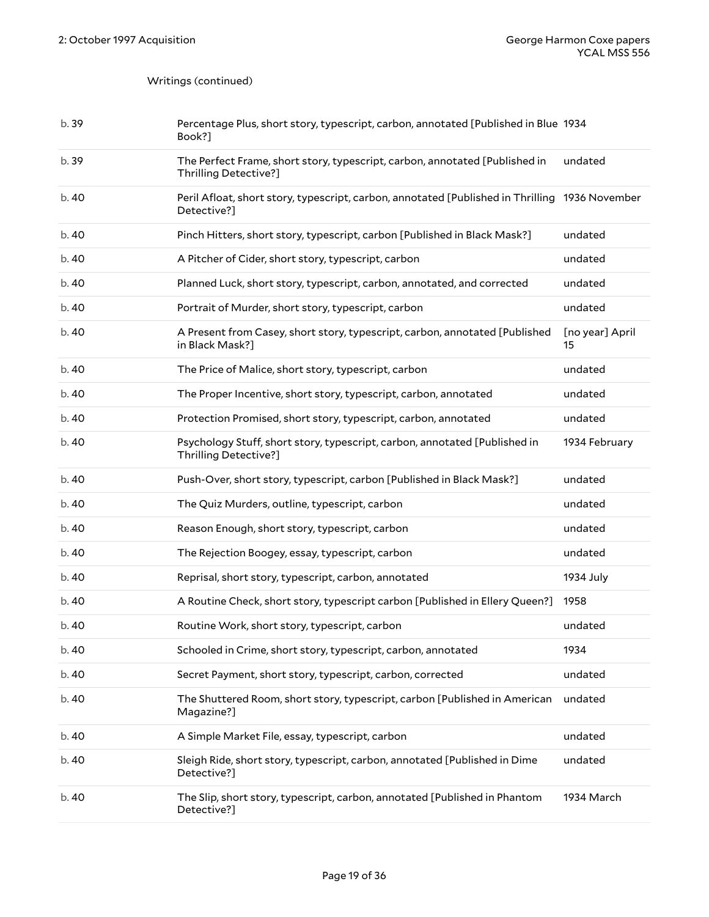Writings (continued)

| | | |
|---|---|---|
| b. 39 | Percentage Plus, short story, typescript, carbon, annotated [Published in Blue Book?] | 1934 |
| b. 39 | The Perfect Frame, short story, typescript, carbon, annotated [Published in Thrilling Detective?] | undated |
| b. 40 | Peril Afloat, short story, typescript, carbon, annotated [Published in Thrilling Detective?] | 1936 November |
| b. 40 | Pinch Hitters, short story, typescript, carbon [Published in Black Mask?] | undated |
| b. 40 | A Pitcher of Cider, short story, typescript, carbon | undated |
| b. 40 | Planned Luck, short story, typescript, carbon, annotated, and corrected | undated |
| b. 40 | Portrait of Murder, short story, typescript, carbon | undated |
| b. 40 | A Present from Casey, short story, typescript, carbon, annotated [Published in Black Mask?] | [no year] April 15 |
| b. 40 | The Price of Malice, short story, typescript, carbon | undated |
| b. 40 | The Proper Incentive, short story, typescript, carbon, annotated | undated |
| b. 40 | Protection Promised, short story, typescript, carbon, annotated | undated |
| b. 40 | Psychology Stuff, short story, typescript, carbon, annotated [Published in Thrilling Detective?] | 1934 February |
| b. 40 | Push-Over, short story, typescript, carbon [Published in Black Mask?] | undated |
| b. 40 | The Quiz Murders, outline, typescript, carbon | undated |
| b. 40 | Reason Enough, short story, typescript, carbon | undated |
| b. 40 | The Rejection Boogey, essay, typescript, carbon | undated |
| b. 40 | Reprisal, short story, typescript, carbon, annotated | 1934 July |
| b. 40 | A Routine Check, short story, typescript carbon [Published in Ellery Queen?] | 1958 |
| b. 40 | Routine Work, short story, typescript, carbon | undated |
| b. 40 | Schooled in Crime, short story, typescript, carbon, annotated | 1934 |
| b. 40 | Secret Payment, short story, typescript, carbon, corrected | undated |
| b. 40 | The Shuttered Room, short story, typescript, carbon [Published in American Magazine?] | undated |
| b. 40 | A Simple Market File, essay, typescript, carbon | undated |
| b. 40 | Sleigh Ride, short story, typescript, carbon, annotated [Published in Dime Detective?] | undated |
| b. 40 | The Slip, short story, typescript, carbon, annotated [Published in Phantom Detective?] | 1934 March |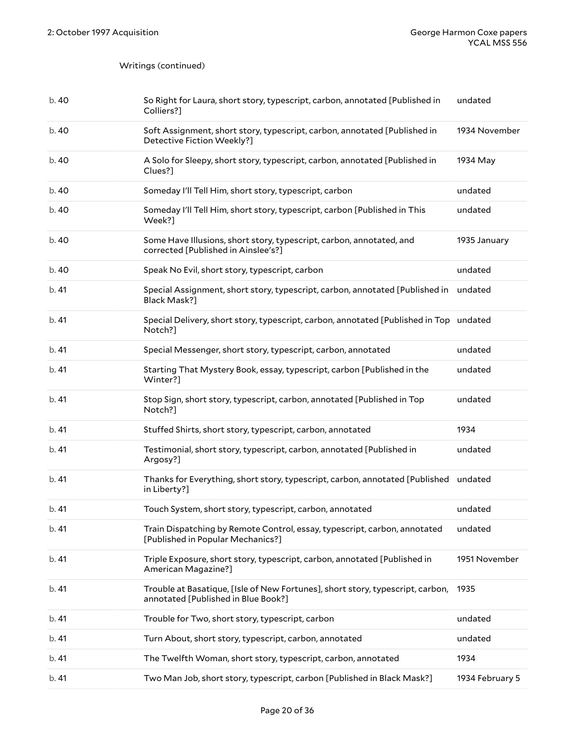Writings (continued)

| | | |
|---|---|---|
| b. 40 | So Right for Laura, short story, typescript, carbon, annotated [Published in Colliers?] | undated |
| b. 40 | Soft Assignment, short story, typescript, carbon, annotated [Published in Detective Fiction Weekly?] | 1934 November |
| b. 40 | A Solo for Sleepy, short story, typescript, carbon, annotated [Published in Clues?] | 1934 May |
| b. 40 | Someday I'll Tell Him, short story, typescript, carbon | undated |
| b. 40 | Someday I'll Tell Him, short story, typescript, carbon [Published in This Week?] | undated |
| b. 40 | Some Have Illusions, short story, typescript, carbon, annotated, and corrected [Published in Ainslee's?] | 1935 January |
| b. 40 | Speak No Evil, short story, typescript, carbon | undated |
| b. 41 | Special Assignment, short story, typescript, carbon, annotated [Published in Black Mask?] | undated |
| b. 41 | Special Delivery, short story, typescript, carbon, annotated [Published in Top Notch?] | undated |
| b. 41 | Special Messenger, short story, typescript, carbon, annotated | undated |
| b. 41 | Starting That Mystery Book, essay, typescript, carbon [Published in the Winter?] | undated |
| b. 41 | Stop Sign, short story, typescript, carbon, annotated [Published in Top Notch?] | undated |
| b. 41 | Stuffed Shirts, short story, typescript, carbon, annotated | 1934 |
| b. 41 | Testimonial, short story, typescript, carbon, annotated [Published in Argosy?] | undated |
| b. 41 | Thanks for Everything, short story, typescript, carbon, annotated [Published in Liberty?] | undated |
| b. 41 | Touch System, short story, typescript, carbon, annotated | undated |
| b. 41 | Train Dispatching by Remote Control, essay, typescript, carbon, annotated [Published in Popular Mechanics?] | undated |
| b. 41 | Triple Exposure, short story, typescript, carbon, annotated [Published in American Magazine?] | 1951 November |
| b. 41 | Trouble at Basatique, [Isle of New Fortunes], short story, typescript, carbon, annotated [Published in Blue Book?] | 1935 |
| b. 41 | Trouble for Two, short story, typescript, carbon | undated |
| b. 41 | Turn About, short story, typescript, carbon, annotated | undated |
| b. 41 | The Twelfth Woman, short story, typescript, carbon, annotated | 1934 |
| b. 41 | Two Man Job, short story, typescript, carbon [Published in Black Mask?] | 1934 February 5 |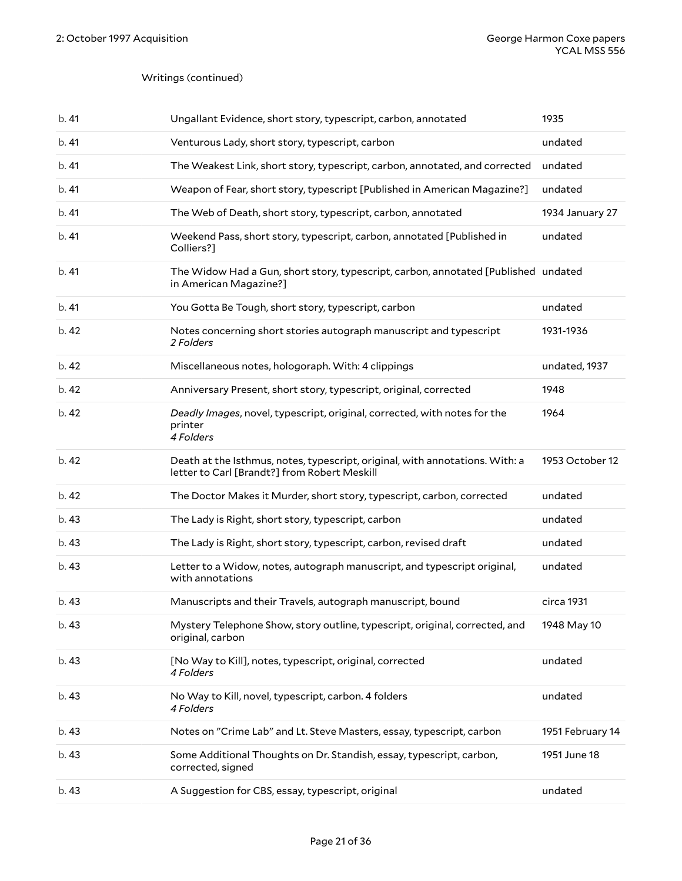Writings (continued)

| | | |
|---|---|---|
| b. 41 | Ungallant Evidence, short story, typescript, carbon, annotated | 1935 |
| b. 41 | Venturous Lady, short story, typescript, carbon | undated |
| b. 41 | The Weakest Link, short story, typescript, carbon, annotated, and corrected | undated |
| b. 41 | Weapon of Fear, short story, typescript [Published in American Magazine?] | undated |
| b. 41 | The Web of Death, short story, typescript, carbon, annotated | 1934 January 27 |
| b. 41 | Weekend Pass, short story, typescript, carbon, annotated [Published in Colliers?] | undated |
| b. 41 | The Widow Had a Gun, short story, typescript, carbon, annotated [Published in American Magazine?] | undated |
| b. 41 | You Gotta Be Tough, short story, typescript, carbon | undated |
| b. 42 | Notes concerning short stories autograph manuscript and typescript *2 Folders* | 1931-1936 |
| b. 42 | Miscellaneous notes, hologoraph. With: 4 clippings | undated, 1937 |
| b. 42 | Anniversary Present, short story, typescript, original, corrected | 1948 |
| b. 42 | *Deadly Images*, novel, typescript, original, corrected, with notes for the printer *4 Folders* | 1964 |
| b. 42 | Death at the Isthmus, notes, typescript, original, with annotations. With: a letter to Carl [Brandt?] from Robert Meskill | 1953 October 12 |
| b. 42 | The Doctor Makes it Murder, short story, typescript, carbon, corrected | undated |
| b. 43 | The Lady is Right, short story, typescript, carbon | undated |
| b. 43 | The Lady is Right, short story, typescript, carbon, revised draft | undated |
| b. 43 | Letter to a Widow, notes, autograph manuscript, and typescript original, with annotations | undated |
| b. 43 | Manuscripts and their Travels, autograph manuscript, bound | circa 1931 |
| b. 43 | Mystery Telephone Show, story outline, typescript, original, corrected, and original, carbon | 1948 May 10 |
| b. 43 | [No Way to Kill], notes, typescript, original, corrected *4 Folders* | undated |
| b. 43 | No Way to Kill, novel, typescript, carbon. 4 folders *4 Folders* | undated |
| b. 43 | Notes on "Crime Lab" and Lt. Steve Masters, essay, typescript, carbon | 1951 February 14 |
| b. 43 | Some Additional Thoughts on Dr. Standish, essay, typescript, carbon, corrected, signed | 1951 June 18 |
| b. 43 | A Suggestion for CBS, essay, typescript, original | undated |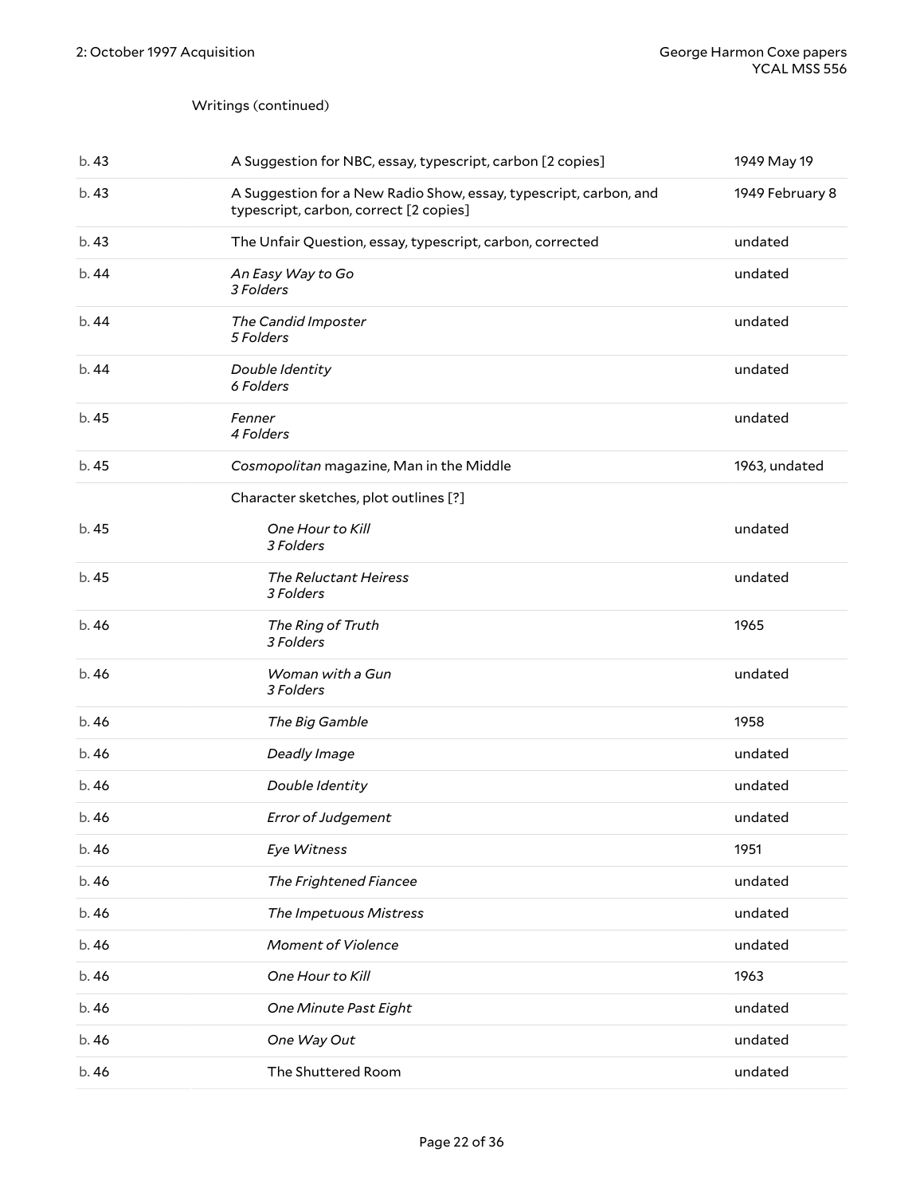Writings (continued)

| | | |
|---|---|---|
| b. 43 | A Suggestion for NBC, essay, typescript, carbon [2 copies] | 1949 May 19 |
| b. 43 | A Suggestion for a New Radio Show, essay, typescript, carbon, and typescript, carbon, correct [2 copies] | 1949 February 8 |
| b. 43 | The Unfair Question, essay, typescript, carbon, corrected | undated |
| b. 44 | *An Easy Way to Go* *3 Folders* | undated |
| b. 44 | *The Candid Imposter* *5 Folders* | undated |
| b. 44 | *Double Identity* *6 Folders* | undated |
| b. 45 | *Fenner* *4 Folders* | undated |
| b. 45 | *Cosmopolitan* magazine, Man in the Middle | 1963, undated |
| | Character sketches, plot outlines [?] | |
| b. 45 | *One Hour to Kill* *3 Folders* | undated |
| b. 45 | *The Reluctant Heiress* *3 Folders* | undated |
| b. 46 | *The Ring of Truth* *3 Folders* | 1965 |
| b. 46 | *Woman with a Gun* *3 Folders* | undated |
| b. 46 | *The Big Gamble* | 1958 |
| b. 46 | *Deadly Image* | undated |
| b. 46 | *Double Identity* | undated |
| b. 46 | *Error of Judgement* | undated |
| b. 46 | *Eye Witness* | 1951 |
| b. 46 | *The Frightened Fiancee* | undated |
| b. 46 | *The Impetuous Mistress* | undated |
| b. 46 | *Moment of Violence* | undated |
| b. 46 | *One Hour to Kill* | 1963 |
| b. 46 | *One Minute Past Eight* | undated |
| b. 46 | *One Way Out* | undated |
| b. 46 | The Shuttered Room | undated |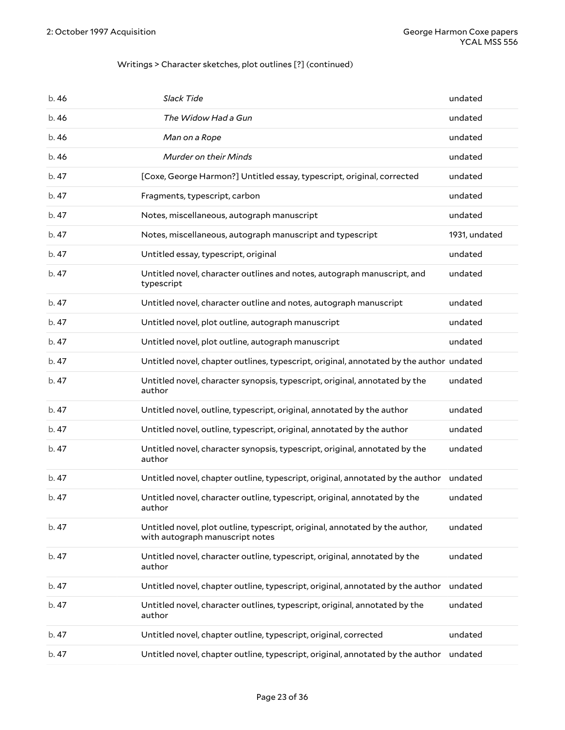Writings > Character sketches, plot outlines [?] (continued)

| | | |
|---|---|---|
| b. 46 | *Slack Tide* | undated |
| b. 46 | *The Widow Had a Gun* | undated |
| b. 46 | *Man on a Rope* | undated |
| b. 46 | *Murder on their Minds* | undated |
| b. 47 | [Coxe, George Harmon?] Untitled essay, typescript, original, corrected | undated |
| b. 47 | Fragments, typescript, carbon | undated |
| b. 47 | Notes, miscellaneous, autograph manuscript | undated |
| b. 47 | Notes, miscellaneous, autograph manuscript and typescript | 1931, undated |
| b. 47 | Untitled essay, typescript, original | undated |
| b. 47 | Untitled novel, character outlines and notes, autograph manuscript, and typescript | undated |
| b. 47 | Untitled novel, character outline and notes, autograph manuscript | undated |
| b. 47 | Untitled novel, plot outline, autograph manuscript | undated |
| b. 47 | Untitled novel, plot outline, autograph manuscript | undated |
| b. 47 | Untitled novel, chapter outlines, typescript, original, annotated by the author | undated |
| b. 47 | Untitled novel, character synopsis, typescript, original, annotated by the author | undated |
| b. 47 | Untitled novel, outline, typescript, original, annotated by the author | undated |
| b. 47 | Untitled novel, outline, typescript, original, annotated by the author | undated |
| b. 47 | Untitled novel, character synopsis, typescript, original, annotated by the author | undated |
| b. 47 | Untitled novel, chapter outline, typescript, original, annotated by the author | undated |
| b. 47 | Untitled novel, character outline, typescript, original, annotated by the author | undated |
| b. 47 | Untitled novel, plot outline, typescript, original, annotated by the author, with autograph manuscript notes | undated |
| b. 47 | Untitled novel, character outline, typescript, original, annotated by the author | undated |
| b. 47 | Untitled novel, chapter outline, typescript, original, annotated by the author | undated |
| b. 47 | Untitled novel, character outlines, typescript, original, annotated by the author | undated |
| b. 47 | Untitled novel, chapter outline, typescript, original, corrected | undated |
| b. 47 | Untitled novel, chapter outline, typescript, original, annotated by the author | undated |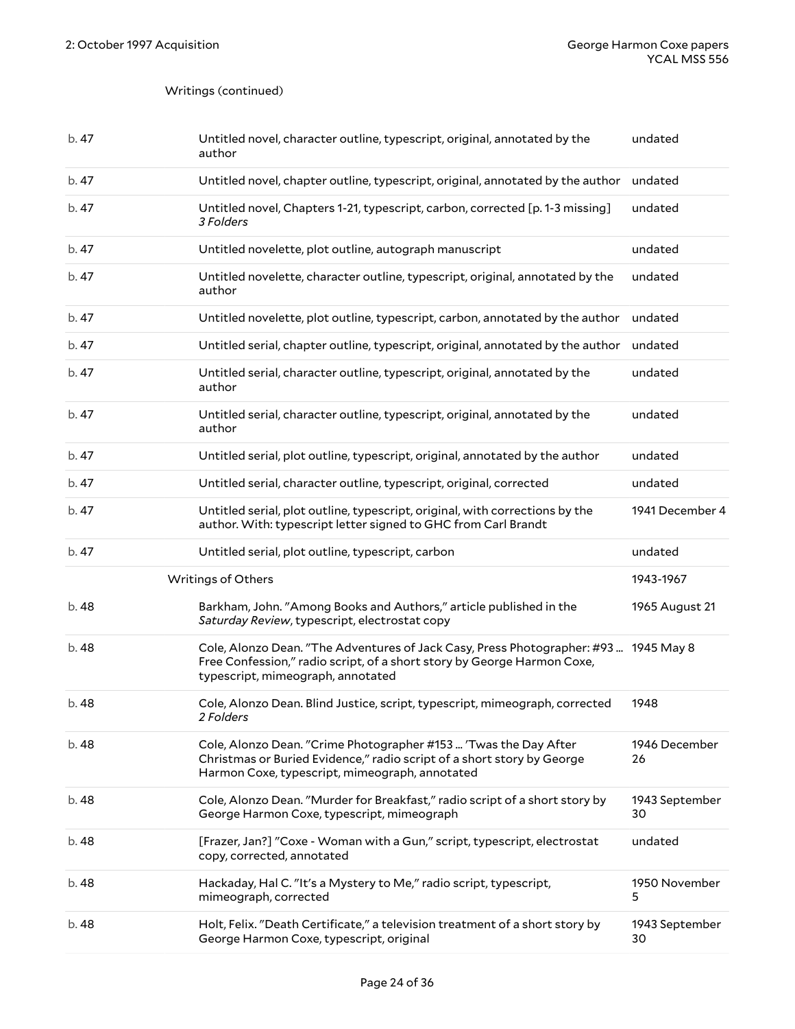Writings (continued)

| | | |
|---|---|---|
| b. 47 | Untitled novel, character outline, typescript, original, annotated by the author | undated |
| b. 47 | Untitled novel, chapter outline, typescript, original, annotated by the author | undated |
| b. 47 | Untitled novel, Chapters 1-21, typescript, carbon, corrected [p. 1-3 missing] *3 Folders* | undated |
| b. 47 | Untitled novelette, plot outline, autograph manuscript | undated |
| b. 47 | Untitled novelette, character outline, typescript, original, annotated by the author | undated |
| b. 47 | Untitled novelette, plot outline, typescript, carbon, annotated by the author | undated |
| b. 47 | Untitled serial, chapter outline, typescript, original, annotated by the author | undated |
| b. 47 | Untitled serial, character outline, typescript, original, annotated by the author | undated |
| b. 47 | Untitled serial, character outline, typescript, original, annotated by the author | undated |
| b. 47 | Untitled serial, plot outline, typescript, original, annotated by the author | undated |
| b. 47 | Untitled serial, character outline, typescript, original, corrected | undated |
| b. 47 | Untitled serial, plot outline, typescript, original, with corrections by the author. With: typescript letter signed to GHC from Carl Brandt | 1941 December 4 |
| b. 47 | Untitled serial, plot outline, typescript, carbon | undated |
| | Writings of Others | 1943-1967 |
| b. 48 | Barkham, John. "Among Books and Authors," article published in the *Saturday Review*, typescript, electrostat copy | 1965 August 21 |
| b. 48 | Cole, Alonzo Dean. "The Adventures of Jack Casy, Press Photographer: #93 ... Free Confession," radio script, of a short story by George Harmon Coxe, typescript, mimeograph, annotated | 1945 May 8 |
| b. 48 | Cole, Alonzo Dean. Blind Justice, script, typescript, mimeograph, corrected *2 Folders* | 1948 |
| b. 48 | Cole, Alonzo Dean. "Crime Photographer #153 ... 'Twas the Day After Christmas or Buried Evidence," radio script of a short story by George Harmon Coxe, typescript, mimeograph, annotated | 1946 December 26 |
| b. 48 | Cole, Alonzo Dean. "Murder for Breakfast," radio script of a short story by George Harmon Coxe, typescript, mimeograph | 1943 September 30 |
| b. 48 | [Frazer, Jan?] "Coxe - Woman with a Gun," script, typescript, electrostat copy, corrected, annotated | undated |
| b. 48 | Hackaday, Hal C. "It's a Mystery to Me," radio script, typescript, mimeograph, corrected | 1950 November 5 |
| b. 48 | Holt, Felix. "Death Certificate," a television treatment of a short story by George Harmon Coxe, typescript, original | 1943 September 30 |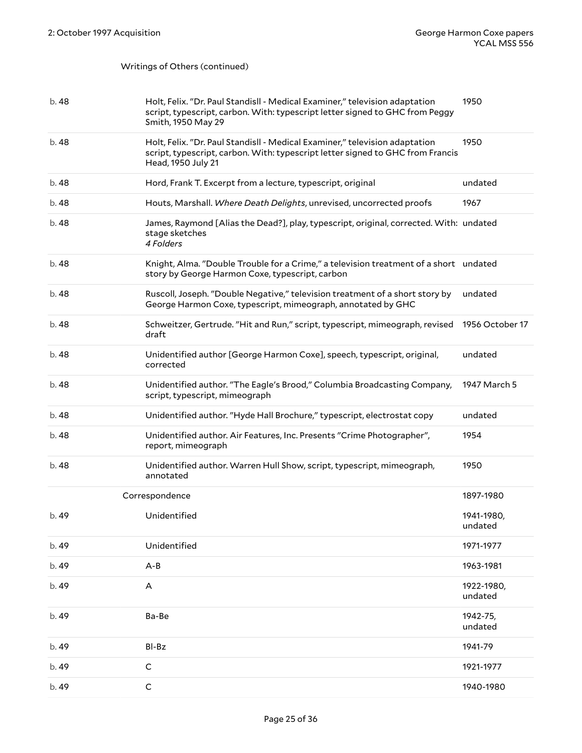Writings of Others (continued)

| | | |
|---|---|---|
| b. 48 | Holt, Felix. "Dr. Paul Standisll - Medical Examiner," television adaptation script, typescript, carbon. With: typescript letter signed to GHC from Peggy Smith, 1950 May 29 | 1950 |
| b. 48 | Holt, Felix. "Dr. Paul Standisll - Medical Examiner," television adaptation script, typescript, carbon. With: typescript letter signed to GHC from Francis Head, 1950 July 21 | 1950 |
| b. 48 | Hord, Frank T. Excerpt from a lecture, typescript, original | undated |
| b. 48 | Houts, Marshall. *Where Death Delights*, unrevised, uncorrected proofs | 1967 |
| b. 48 | James, Raymond [Alias the Dead?], play, typescript, original, corrected. With: stage sketches *4 Folders* | undated |
| b. 48 | Knight, Alma. "Double Trouble for a Crime," a television treatment of a short story by George Harmon Coxe, typescript, carbon | undated |
| b. 48 | Ruscoll, Joseph. "Double Negative," television treatment of a short story by George Harmon Coxe, typescript, mimeograph, annotated by GHC | undated |
| b. 48 | Schweitzer, Gertrude. "Hit and Run," script, typescript, mimeograph, revised draft | 1956 October 17 |
| b. 48 | Unidentified author [George Harmon Coxe], speech, typescript, original, corrected | undated |
| b. 48 | Unidentified author. "The Eagle's Brood," Columbia Broadcasting Company, script, typescript, mimeograph | 1947 March 5 |
| b. 48 | Unidentified author. "Hyde Hall Brochure," typescript, electrostat copy | undated |
| b. 48 | Unidentified author. Air Features, Inc. Presents "Crime Photographer", report, mimeograph | 1954 |
| b. 48 | Unidentified author. Warren Hull Show, script, typescript, mimeograph, annotated | 1950 |

Correspondence 1897-1980

| | | |
|---|---|---|
| b. 49 | Unidentified | 1941-1980, undated |
| b. 49 | Unidentified | 1971-1977 |
| b. 49 | A-B | 1963-1981 |
| b. 49 | A | 1922-1980, undated |
| b. 49 | Ba-Be | 1942-75, undated |
| b. 49 | Bl-Bz | 1941-79 |
| b. 49 | C | 1921-1977 |
| b. 49 | C | 1940-1980 |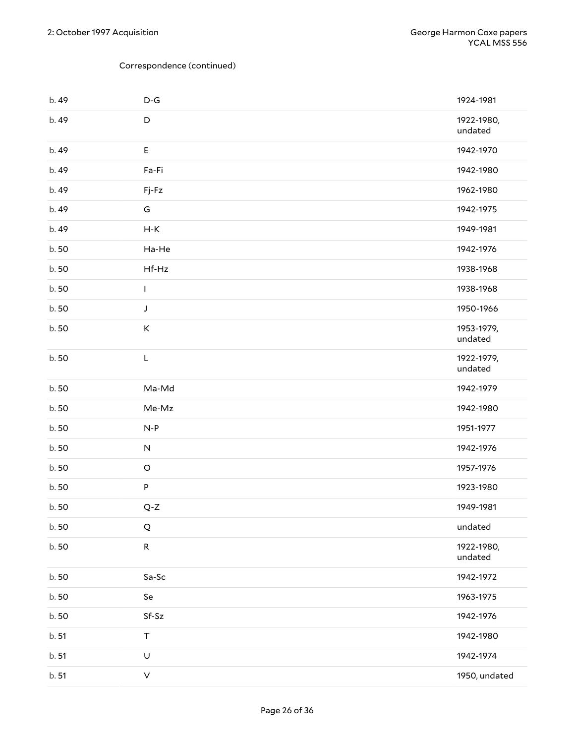Correspondence (continued)

| | | |
|---|---|---|
| b. 49 | D-G | 1924-1981 |
| b. 49 | D | 1922-1980, undated |
| b. 49 | E | 1942-1970 |
| b. 49 | Fa-Fi | 1942-1980 |
| b. 49 | Fj-Fz | 1962-1980 |
| b. 49 | G | 1942-1975 |
| b. 49 | H-K | 1949-1981 |
| b. 50 | Ha-He | 1942-1976 |
| b. 50 | Hf-Hz | 1938-1968 |
| b. 50 | I | 1938-1968 |
| b. 50 | J | 1950-1966 |
| b. 50 | K | 1953-1979, undated |
| b. 50 | L | 1922-1979, undated |
| b. 50 | Ma-Md | 1942-1979 |
| b. 50 | Me-Mz | 1942-1980 |
| b. 50 | N-P | 1951-1977 |
| b. 50 | N | 1942-1976 |
| b. 50 | O | 1957-1976 |
| b. 50 | P | 1923-1980 |
| b. 50 | Q-Z | 1949-1981 |
| b. 50 | Q | undated |
| b. 50 | R | 1922-1980, undated |
| b. 50 | Sa-Sc | 1942-1972 |
| b. 50 | Se | 1963-1975 |
| b. 50 | Sf-Sz | 1942-1976 |
| b. 51 | T | 1942-1980 |
| b. 51 | U | 1942-1974 |
| b. 51 | V | 1950, undated |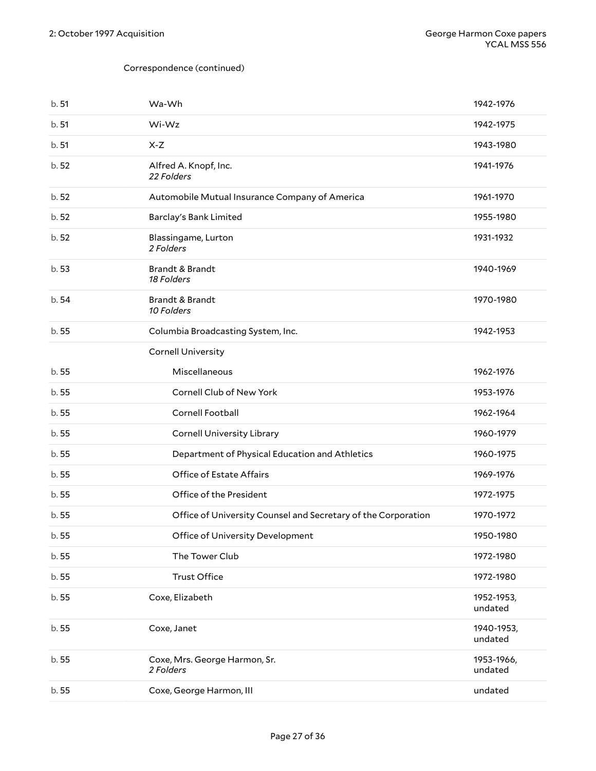Correspondence (continued)

| | | |
|---|---|---|
| b. 51 | Wa-Wh | 1942-1976 |
| b. 51 | Wi-Wz | 1942-1975 |
| b. 51 | X-Z | 1943-1980 |
| b. 52 | Alfred A. Knopf, Inc.<br>*22 Folders* | 1941-1976 |
| b. 52 | Automobile Mutual Insurance Company of America | 1961-1970 |
| b. 52 | Barclay's Bank Limited | 1955-1980 |
| b. 52 | Blassingame, Lurton<br>*2 Folders* | 1931-1932 |
| b. 53 | Brandt & Brandt<br>*18 Folders* | 1940-1969 |
| b. 54 | Brandt & Brandt<br>*10 Folders* | 1970-1980 |
| b. 55 | Columbia Broadcasting System, Inc. | 1942-1953 |
| | Cornell University | |
| b. 55 | Miscellaneous | 1962-1976 |
| b. 55 | Cornell Club of New York | 1953-1976 |
| b. 55 | Cornell Football | 1962-1964 |
| b. 55 | Cornell University Library | 1960-1979 |
| b. 55 | Department of Physical Education and Athletics | 1960-1975 |
| b. 55 | Office of Estate Affairs | 1969-1976 |
| b. 55 | Office of the President | 1972-1975 |
| b. 55 | Office of University Counsel and Secretary of the Corporation | 1970-1972 |
| b. 55 | Office of University Development | 1950-1980 |
| b. 55 | The Tower Club | 1972-1980 |
| b. 55 | Trust Office | 1972-1980 |
| b. 55 | Coxe, Elizabeth | 1952-1953, undated |
| b. 55 | Coxe, Janet | 1940-1953, undated |
| b. 55 | Coxe, Mrs. George Harmon, Sr.<br>*2 Folders* | 1953-1966, undated |
| b. 55 | Coxe, George Harmon, III | undated |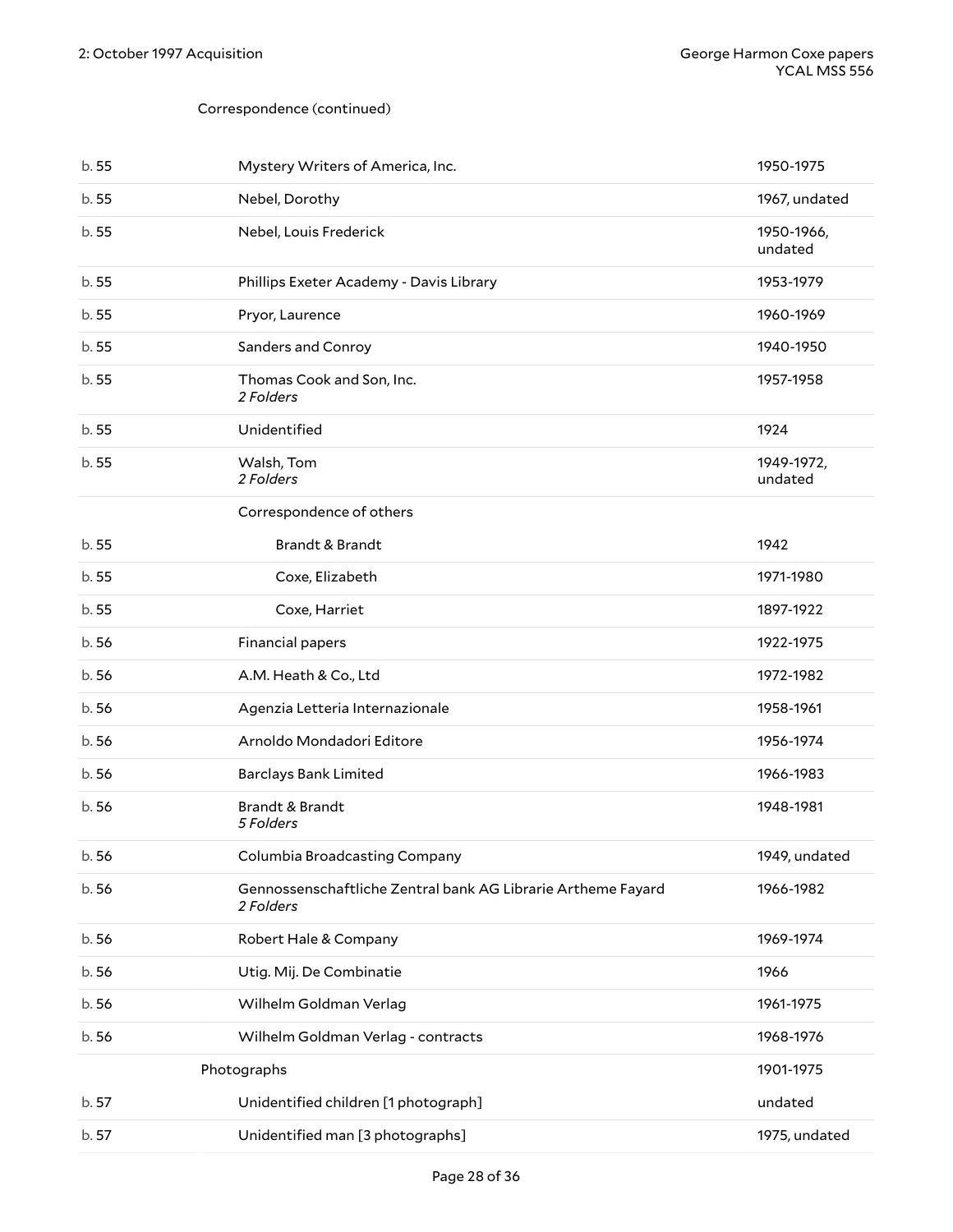Correspondence (continued)

| | | |
|---|---|---|
| b. 55 | Mystery Writers of America, Inc. | 1950-1975 |
| b. 55 | Nebel, Dorothy | 1967, undated |
| b. 55 | Nebel, Louis Frederick | 1950-1966, undated |
| b. 55 | Phillips Exeter Academy - Davis Library | 1953-1979 |
| b. 55 | Pryor, Laurence | 1960-1969 |
| b. 55 | Sanders and Conroy | 1940-1950 |
| b. 55 | Thomas Cook and Son, Inc. *2 Folders* | 1957-1958 |
| b. 55 | Unidentified | 1924 |
| b. 55 | Walsh, Tom *2 Folders* | 1949-1972, undated |
| | Correspondence of others | |
| b. 55 | Brandt & Brandt | 1942 |
| b. 55 | Coxe, Elizabeth | 1971-1980 |
| b. 55 | Coxe, Harriet | 1897-1922 |
| b. 56 | Financial papers | 1922-1975 |
| b. 56 | A.M. Heath & Co., Ltd | 1972-1982 |
| b. 56 | Agenzia Letteria Internazionale | 1958-1961 |
| b. 56 | Arnoldo Mondadori Editore | 1956-1974 |
| b. 56 | Barclays Bank Limited | 1966-1983 |
| b. 56 | Brandt & Brandt *5 Folders* | 1948-1981 |
| b. 56 | Columbia Broadcasting Company | 1949, undated |
| b. 56 | Gennossenschaftliche Zentral bank AG Librarie Artheme Fayard *2 Folders* | 1966-1982 |
| b. 56 | Robert Hale & Company | 1969-1974 |
| b. 56 | Utig. Mij. De Combinatie | 1966 |
| b. 56 | Wilhelm Goldman Verlag | 1961-1975 |
| b. 56 | Wilhelm Goldman Verlag - contracts | 1968-1976 |
| | Photographs | 1901-1975 |
| b. 57 | Unidentified children [1 photograph] | undated |
| b. 57 | Unidentified man [3 photographs] | 1975, undated |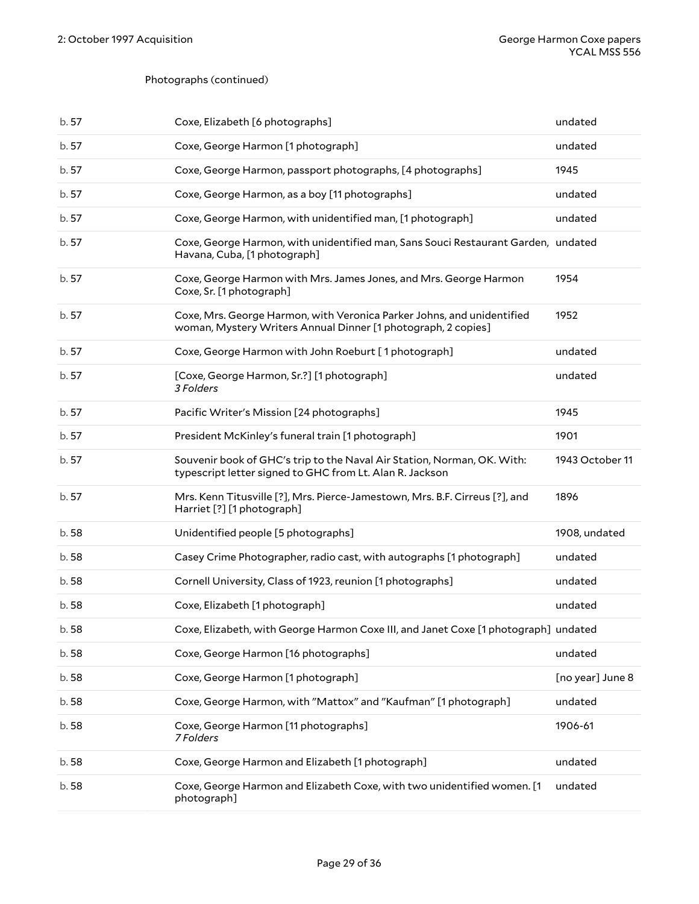Photographs (continued)

| | | |
|---|---|---|
| b. 57 | Coxe, Elizabeth [6 photographs] | undated |
| b. 57 | Coxe, George Harmon [1 photograph] | undated |
| b. 57 | Coxe, George Harmon, passport photographs, [4 photographs] | 1945 |
| b. 57 | Coxe, George Harmon, as a boy [11 photographs] | undated |
| b. 57 | Coxe, George Harmon, with unidentified man, [1 photograph] | undated |
| b. 57 | Coxe, George Harmon, with unidentified man, Sans Souci Restaurant Garden, Havana, Cuba, [1 photograph] | undated |
| b. 57 | Coxe, George Harmon with Mrs. James Jones, and Mrs. George Harmon Coxe, Sr. [1 photograph] | 1954 |
| b. 57 | Coxe, Mrs. George Harmon, with Veronica Parker Johns, and unidentified woman, Mystery Writers Annual Dinner [1 photograph, 2 copies] | 1952 |
| b. 57 | Coxe, George Harmon with John Roeburt [ 1 photograph] | undated |
| b. 57 | [Coxe, George Harmon, Sr.?] [1 photograph]<br>*3 Folders* | undated |
| b. 57 | Pacific Writer's Mission [24 photographs] | 1945 |
| b. 57 | President McKinley's funeral train [1 photograph] | 1901 |
| b. 57 | Souvenir book of GHC's trip to the Naval Air Station, Norman, OK. With: typescript letter signed to GHC from Lt. Alan R. Jackson | 1943 October 11 |
| b. 57 | Mrs. Kenn Titusville [?], Mrs. Pierce-Jamestown, Mrs. B.F. Cirreus [?], and Harriet [?] [1 photograph] | 1896 |
| b. 58 | Unidentified people [5 photographs] | 1908, undated |
| b. 58 | Casey Crime Photographer, radio cast, with autographs [1 photograph] | undated |
| b. 58 | Cornell University, Class of 1923, reunion [1 photographs] | undated |
| b. 58 | Coxe, Elizabeth [1 photograph] | undated |
| b. 58 | Coxe, Elizabeth, with George Harmon Coxe III, and Janet Coxe [1 photograph] | undated |
| b. 58 | Coxe, George Harmon [16 photographs] | undated |
| b. 58 | Coxe, George Harmon [1 photograph] | [no year] June 8 |
| b. 58 | Coxe, George Harmon, with "Mattox" and "Kaufman" [1 photograph] | undated |
| b. 58 | Coxe, George Harmon [11 photographs]<br>*7 Folders* | 1906-61 |
| b. 58 | Coxe, George Harmon and Elizabeth [1 photograph] | undated |
| b. 58 | Coxe, George Harmon and Elizabeth Coxe, with two unidentified women. [1 photograph] | undated |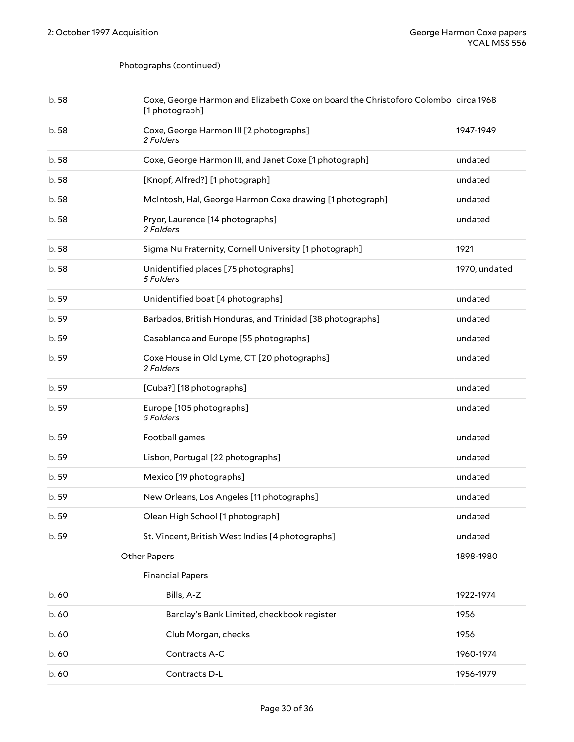Photographs (continued)

| Box | Description | Date |
| --- | --- | --- |
| b. 58 | Coxe, George Harmon and Elizabeth Coxe on board the Christoforo Colombo [1 photograph] | circa 1968 |
| b. 58 | Coxe, George Harmon III [2 photographs] *2 Folders* | 1947-1949 |
| b. 58 | Coxe, George Harmon III, and Janet Coxe [1 photograph] | undated |
| b. 58 | [Knopf, Alfred?] [1 photograph] | undated |
| b. 58 | McIntosh, Hal, George Harmon Coxe drawing [1 photograph] | undated |
| b. 58 | Pryor, Laurence [14 photographs] *2 Folders* | undated |
| b. 58 | Sigma Nu Fraternity, Cornell University [1 photograph] | 1921 |
| b. 58 | Unidentified places [75 photographs] *5 Folders* | 1970, undated |
| b. 59 | Unidentified boat [4 photographs] | undated |
| b. 59 | Barbados, British Honduras, and Trinidad [38 photographs] | undated |
| b. 59 | Casablanca and Europe [55 photographs] | undated |
| b. 59 | Coxe House in Old Lyme, CT [20 photographs] *2 Folders* | undated |
| b. 59 | [Cuba?] [18 photographs] | undated |
| b. 59 | Europe [105 photographs] *5 Folders* | undated |
| b. 59 | Football games | undated |
| b. 59 | Lisbon, Portugal [22 photographs] | undated |
| b. 59 | Mexico [19 photographs] | undated |
| b. 59 | New Orleans, Los Angeles [11 photographs] | undated |
| b. 59 | Olean High School [1 photograph] | undated |
| b. 59 | St. Vincent, British West Indies [4 photographs] | undated |

Other Papers — 1898-1980

Financial Papers

| Box | Description | Date |
| --- | --- | --- |
| b. 60 | Bills, A-Z | 1922-1974 |
| b. 60 | Barclay's Bank Limited, checkbook register | 1956 |
| b. 60 | Club Morgan, checks | 1956 |
| b. 60 | Contracts A-C | 1960-1974 |
| b. 60 | Contracts D-L | 1956-1979 |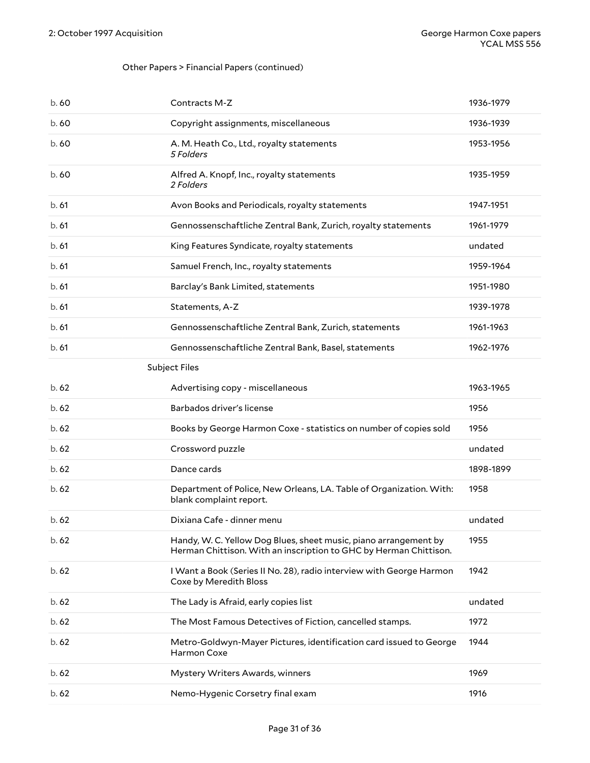Other Papers > Financial Papers (continued)

| | | |
|---|---|---|
| b. 60 | Contracts M-Z | 1936-1979 |
| b. 60 | Copyright assignments, miscellaneous | 1936-1939 |
| b. 60 | A. M. Heath Co., Ltd., royalty statements *5 Folders* | 1953-1956 |
| b. 60 | Alfred A. Knopf, Inc., royalty statements *2 Folders* | 1935-1959 |
| b. 61 | Avon Books and Periodicals, royalty statements | 1947-1951 |
| b. 61 | Gennossenschaftliche Zentral Bank, Zurich, royalty statements | 1961-1979 |
| b. 61 | King Features Syndicate, royalty statements | undated |
| b. 61 | Samuel French, Inc., royalty statements | 1959-1964 |
| b. 61 | Barclay's Bank Limited, statements | 1951-1980 |
| b. 61 | Statements, A-Z | 1939-1978 |
| b. 61 | Gennossenschaftliche Zentral Bank, Zurich, statements | 1961-1963 |
| b. 61 | Gennossenschaftliche Zentral Bank, Basel, statements | 1962-1976 |

Subject Files

| | | |
|---|---|---|
| b. 62 | Advertising copy - miscellaneous | 1963-1965 |
| b. 62 | Barbados driver's license | 1956 |
| b. 62 | Books by George Harmon Coxe - statistics on number of copies sold | 1956 |
| b. 62 | Crossword puzzle | undated |
| b. 62 | Dance cards | 1898-1899 |
| b. 62 | Department of Police, New Orleans, LA. Table of Organization. With: blank complaint report. | 1958 |
| b. 62 | Dixiana Cafe - dinner menu | undated |
| b. 62 | Handy, W. C. Yellow Dog Blues, sheet music, piano arrangement by Herman Chittison. With an inscription to GHC by Herman Chittison. | 1955 |
| b. 62 | I Want a Book (Series II No. 28), radio interview with George Harmon Coxe by Meredith Bloss | 1942 |
| b. 62 | The Lady is Afraid, early copies list | undated |
| b. 62 | The Most Famous Detectives of Fiction, cancelled stamps. | 1972 |
| b. 62 | Metro-Goldwyn-Mayer Pictures, identification card issued to George Harmon Coxe | 1944 |
| b. 62 | Mystery Writers Awards, winners | 1969 |
| b. 62 | Nemo-Hygenic Corsetry final exam | 1916 |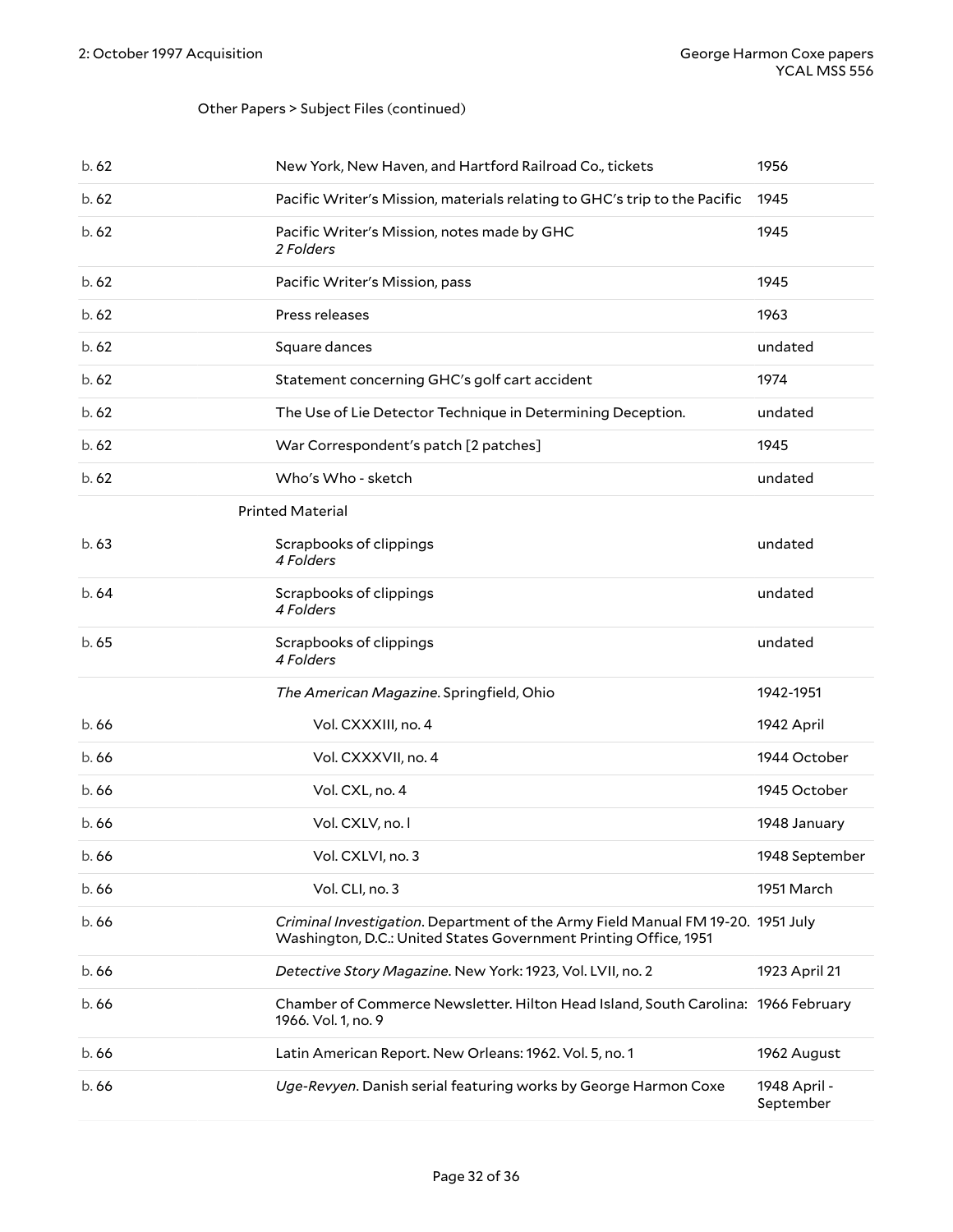Other Papers > Subject Files (continued)

| | | |
|---|---|---|
| b. 62 | New York, New Haven, and Hartford Railroad Co., tickets | 1956 |
| b. 62 | Pacific Writer's Mission, materials relating to GHC's trip to the Pacific | 1945 |
| b. 62 | Pacific Writer's Mission, notes made by GHC<br>*2 Folders* | 1945 |
| b. 62 | Pacific Writer's Mission, pass | 1945 |
| b. 62 | Press releases | 1963 |
| b. 62 | Square dances | undated |
| b. 62 | Statement concerning GHC's golf cart accident | 1974 |
| b. 62 | The Use of Lie Detector Technique in Determining Deception. | undated |
| b. 62 | War Correspondent's patch [2 patches] | 1945 |
| b. 62 | Who's Who - sketch | undated |
| | **Printed Material** | |
| b. 63 | Scrapbooks of clippings<br>*4 Folders* | undated |
| b. 64 | Scrapbooks of clippings<br>*4 Folders* | undated |
| b. 65 | Scrapbooks of clippings<br>*4 Folders* | undated |
| | *The American Magazine*. Springfield, Ohio | 1942-1951 |
| b. 66 | Vol. CXXXIII, no. 4 | 1942 April |
| b. 66 | Vol. CXXXVII, no. 4 | 1944 October |
| b. 66 | Vol. CXL, no. 4 | 1945 October |
| b. 66 | Vol. CXLV, no. l | 1948 January |
| b. 66 | Vol. CXLVI, no. 3 | 1948 September |
| b. 66 | Vol. CLI, no. 3 | 1951 March |
| b. 66 | *Criminal Investigation*. Department of the Army Field Manual FM 19-20. Washington, D.C.: United States Government Printing Office, 1951 | 1951 July |
| b. 66 | *Detective Story Magazine*. New York: 1923, Vol. LVII, no. 2 | 1923 April 21 |
| b. 66 | Chamber of Commerce Newsletter. Hilton Head Island, South Carolina: 1966. Vol. 1, no. 9 | 1966 February |
| b. 66 | Latin American Report. New Orleans: 1962. Vol. 5, no. 1 | 1962 August |
| b. 66 | *Uge-Revyen*. Danish serial featuring works by George Harmon Coxe | 1948 April - September |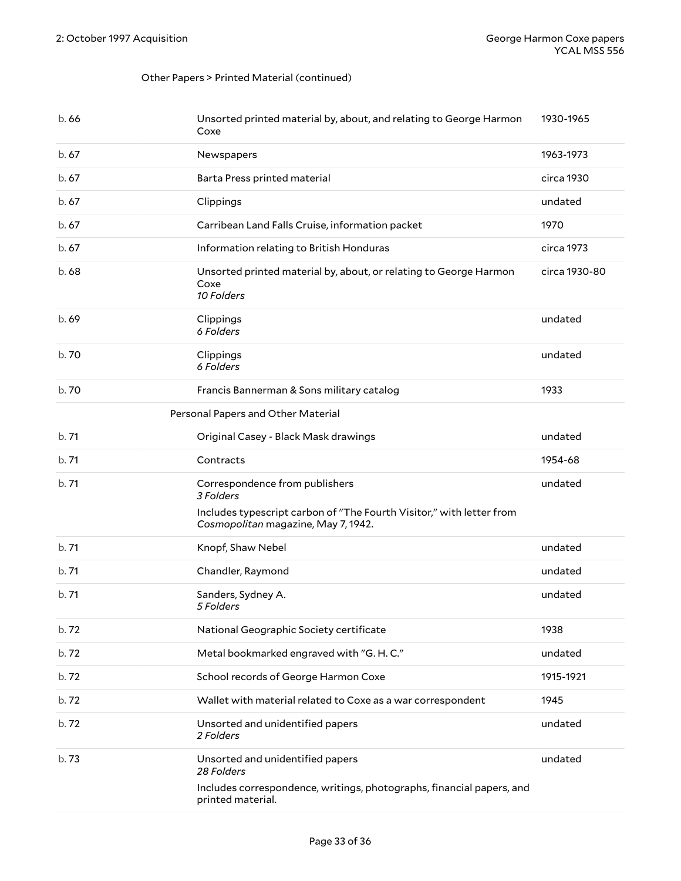Other Papers > Printed Material (continued)

| Box | Description | Date |
|---|---|---|
| b. 66 | Unsorted printed material by, about, and relating to George Harmon Coxe | 1930-1965 |
| b. 67 | Newspapers | 1963-1973 |
| b. 67 | Barta Press printed material | circa 1930 |
| b. 67 | Clippings | undated |
| b. 67 | Carribean Land Falls Cruise, information packet | 1970 |
| b. 67 | Information relating to British Honduras | circa 1973 |
| b. 68 | Unsorted printed material by, about, or relating to George Harmon Coxe *10 Folders* | circa 1930-80 |
| b. 69 | Clippings *6 Folders* | undated |
| b. 70 | Clippings *6 Folders* | undated |
| b. 70 | Francis Bannerman & Sons military catalog | 1933 |
| | **Personal Papers and Other Material** | |
| b. 71 | Original Casey - Black Mask drawings | undated |
| b. 71 | Contracts | 1954-68 |
| b. 71 | Correspondence from publishers *3 Folders* Includes typescript carbon of "The Fourth Visitor," with letter from *Cosmopolitan* magazine, May 7, 1942. | undated |
| b. 71 | Knopf, Shaw Nebel | undated |
| b. 71 | Chandler, Raymond | undated |
| b. 71 | Sanders, Sydney A. *5 Folders* | undated |
| b. 72 | National Geographic Society certificate | 1938 |
| b. 72 | Metal bookmarked engraved with "G. H. C." | undated |
| b. 72 | School records of George Harmon Coxe | 1915-1921 |
| b. 72 | Wallet with material related to Coxe as a war correspondent | 1945 |
| b. 72 | Unsorted and unidentified papers *2 Folders* | undated |
| b. 73 | Unsorted and unidentified papers *28 Folders* Includes correspondence, writings, photographs, financial papers, and printed material. | undated |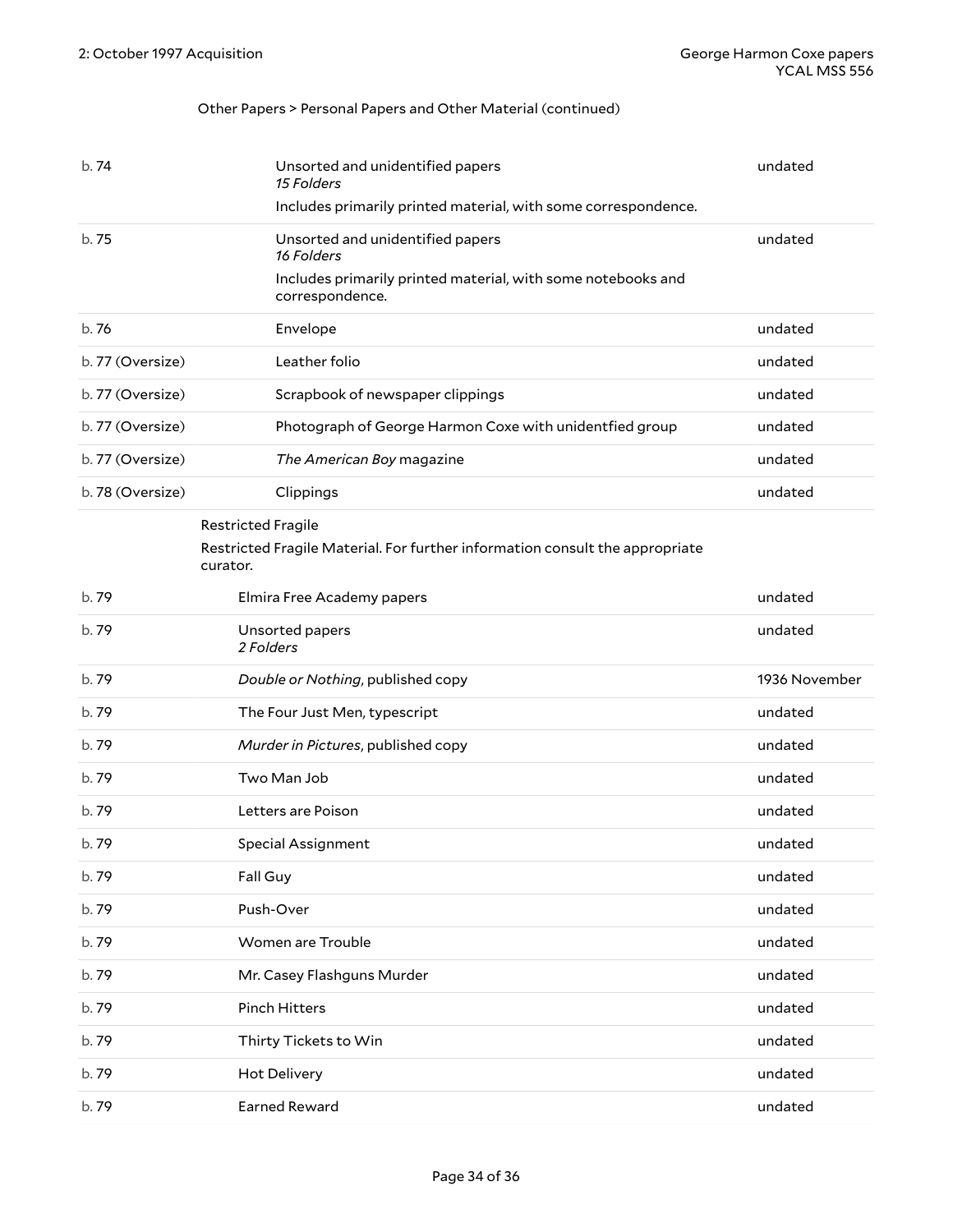Other Papers > Personal Papers and Other Material (continued)

| | | |
|---|---|---|
| b. 74 | Unsorted and unidentified papers<br>*15 Folders*<br>Includes primarily printed material, with some correspondence. | undated |
| b. 75 | Unsorted and unidentified papers<br>*16 Folders*<br>Includes primarily printed material, with some notebooks and correspondence. | undated |
| b. 76 | Envelope | undated |
| b. 77 (Oversize) | Leather folio | undated |
| b. 77 (Oversize) | Scrapbook of newspaper clippings | undated |
| b. 77 (Oversize) | Photograph of George Harmon Coxe with unidentfied group | undated |
| b. 77 (Oversize) | *The American Boy* magazine | undated |
| b. 78 (Oversize) | Clippings | undated |

Restricted Fragile

Restricted Fragile Material. For further information consult the appropriate curator.

| | | |
|---|---|---|
| b. 79 | Elmira Free Academy papers | undated |
| b. 79 | Unsorted papers<br>*2 Folders* | undated |
| b. 79 | *Double or Nothing*, published copy | 1936 November |
| b. 79 | The Four Just Men, typescript | undated |
| b. 79 | *Murder in Pictures*, published copy | undated |
| b. 79 | Two Man Job | undated |
| b. 79 | Letters are Poison | undated |
| b. 79 | Special Assignment | undated |
| b. 79 | Fall Guy | undated |
| b. 79 | Push-Over | undated |
| b. 79 | Women are Trouble | undated |
| b. 79 | Mr. Casey Flashguns Murder | undated |
| b. 79 | Pinch Hitters | undated |
| b. 79 | Thirty Tickets to Win | undated |
| b. 79 | Hot Delivery | undated |
| b. 79 | Earned Reward | undated |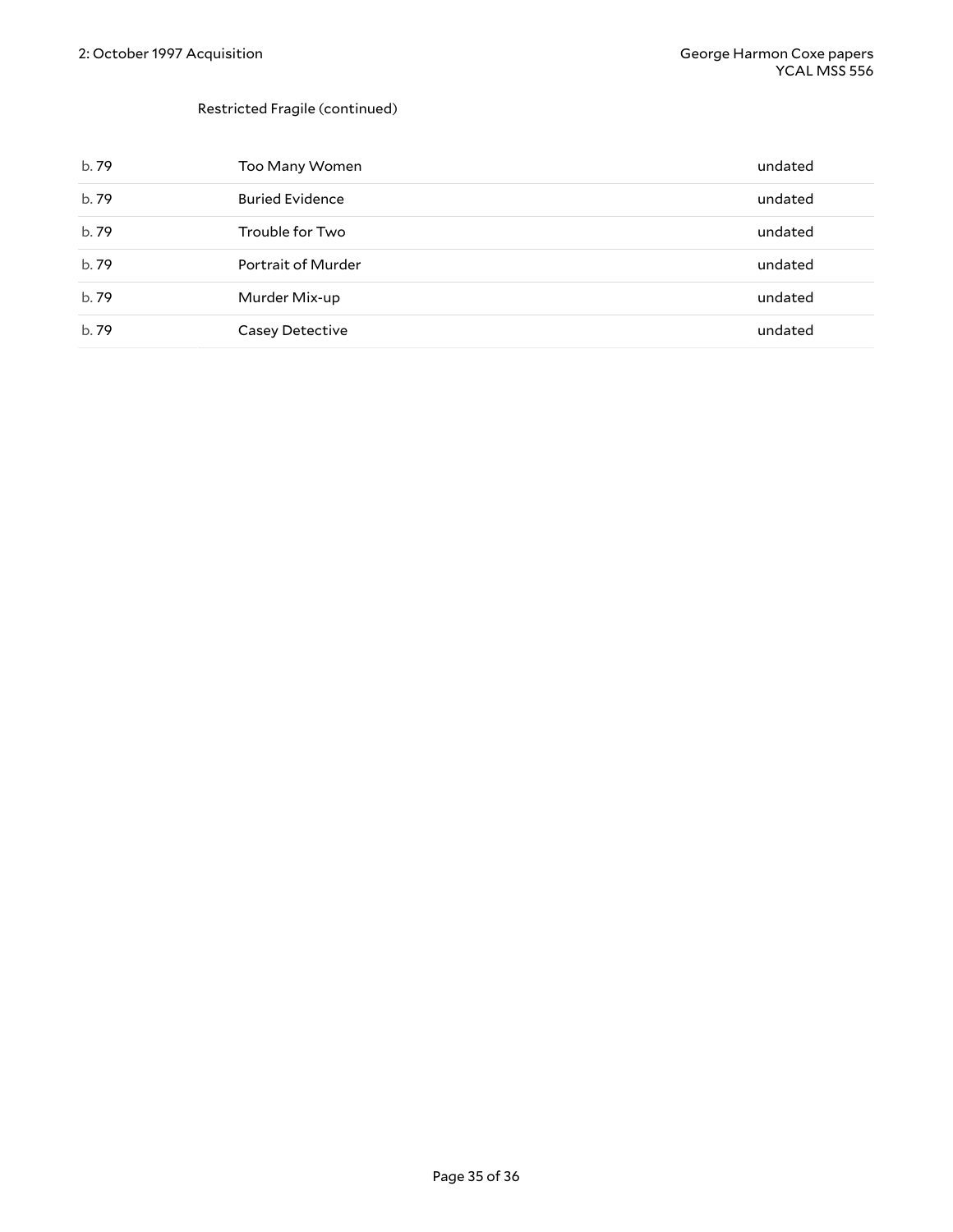Restricted Fragile (continued)

| | | |
|---|---|---|
| b. 79 | Too Many Women | undated |
| b. 79 | Buried Evidence | undated |
| b. 79 | Trouble for Two | undated |
| b. 79 | Portrait of Murder | undated |
| b. 79 | Murder Mix-up | undated |
| b. 79 | Casey Detective | undated |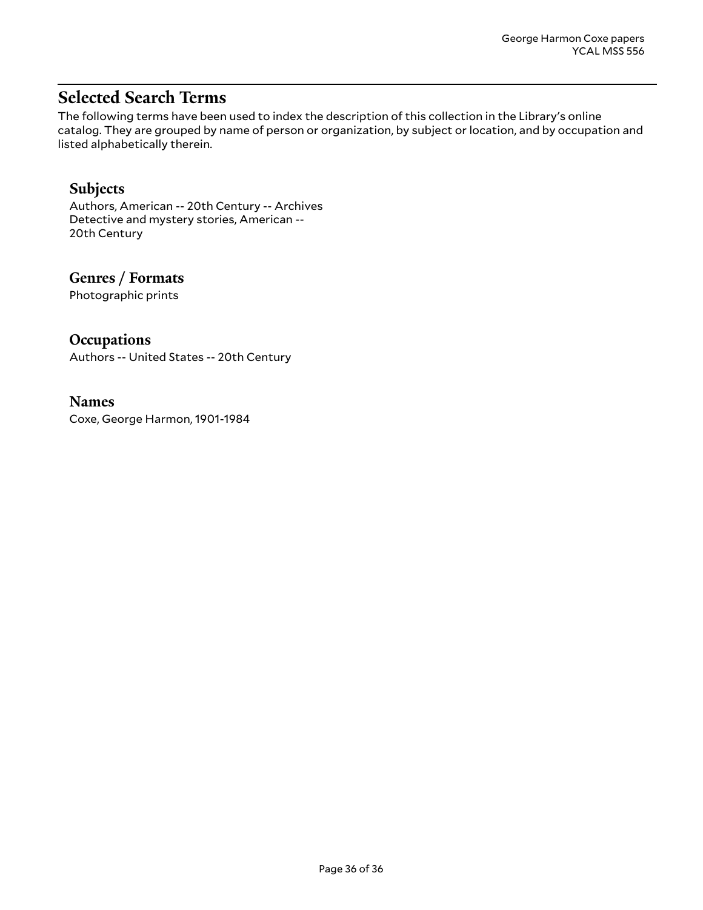## Selected Search Terms

The following terms have been used to index the description of this collection in the Library's online catalog. They are grouped by name of person or organization, by subject or location, and by occupation and listed alphabetically therein.

### Subjects

Authors, American -- 20th Century -- Archives
Detective and mystery stories, American -- 20th Century

### Genres / Formats

Photographic prints

### Occupations

Authors -- United States -- 20th Century

### Names

Coxe, George Harmon, 1901-1984